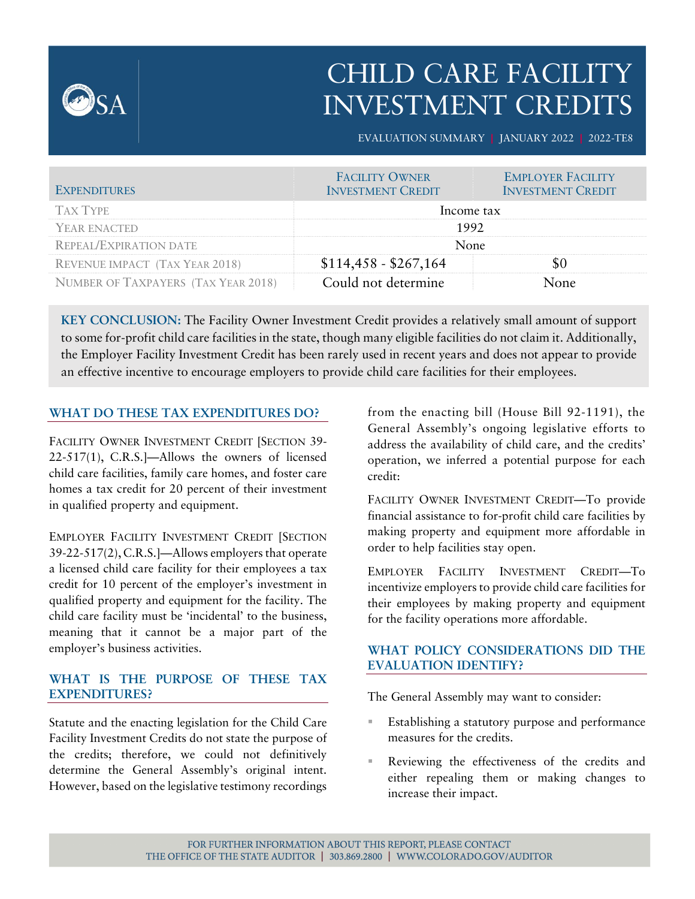# CHILD CARE FACILITY INVESTMENT CREDITS

EVALUATION SUMMARY | JANUARY 2022 | 2022-TE8

| EXPENDITURES | FACILITY OWNER INVESTMENT CREDIT | EMPLOYER FACILITY INVESTMENT CREDIT |
|---|---|---|
| TAX TYPE | Income tax | |
| YEAR ENACTED | 1992 | |
| REPEAL/EXPIRATION DATE | None | |
| REVENUE IMPACT (TAX YEAR 2018) | $114,458 - $267,164 | $0 |
| NUMBER OF TAXPAYERS (TAX YEAR 2018) | Could not determine | None |

**KEY CONCLUSION:** The Facility Owner Investment Credit provides a relatively small amount of support to some for-profit child care facilities in the state, though many eligible facilities do not claim it. Additionally, the Employer Facility Investment Credit has been rarely used in recent years and does not appear to provide an effective incentive to encourage employers to provide child care facilities for their employees.

## WHAT DO THESE TAX EXPENDITURES DO?

FACILITY OWNER INVESTMENT CREDIT [SECTION 39-22-517(1), C.R.S.]—Allows the owners of licensed child care facilities, family care homes, and foster care homes a tax credit for 20 percent of their investment in qualified property and equipment.

EMPLOYER FACILITY INVESTMENT CREDIT [SECTION 39-22-517(2), C.R.S.]—Allows employers that operate a licensed child care facility for their employees a tax credit for 10 percent of the employer's investment in qualified property and equipment for the facility. The child care facility must be 'incidental' to the business, meaning that it cannot be a major part of the employer's business activities.

## WHAT IS THE PURPOSE OF THESE TAX EXPENDITURES?

Statute and the enacting legislation for the Child Care Facility Investment Credits do not state the purpose of the credits; therefore, we could not definitively determine the General Assembly's original intent. However, based on the legislative testimony recordings from the enacting bill (House Bill 92-1191), the General Assembly's ongoing legislative efforts to address the availability of child care, and the credits' operation, we inferred a potential purpose for each credit:

FACILITY OWNER INVESTMENT CREDIT—To provide financial assistance to for-profit child care facilities by making property and equipment more affordable in order to help facilities stay open.

EMPLOYER FACILITY INVESTMENT CREDIT—To incentivize employers to provide child care facilities for their employees by making property and equipment for the facility operations more affordable.

## WHAT POLICY CONSIDERATIONS DID THE EVALUATION IDENTIFY?

The General Assembly may want to consider:

- Establishing a statutory purpose and performance measures for the credits.
- Reviewing the effectiveness of the credits and either repealing them or making changes to increase their impact.

FOR FURTHER INFORMATION ABOUT THIS REPORT, PLEASE CONTACT
THE OFFICE OF THE STATE AUDITOR | 303.869.2800 | WWW.COLORADO.GOV/AUDITOR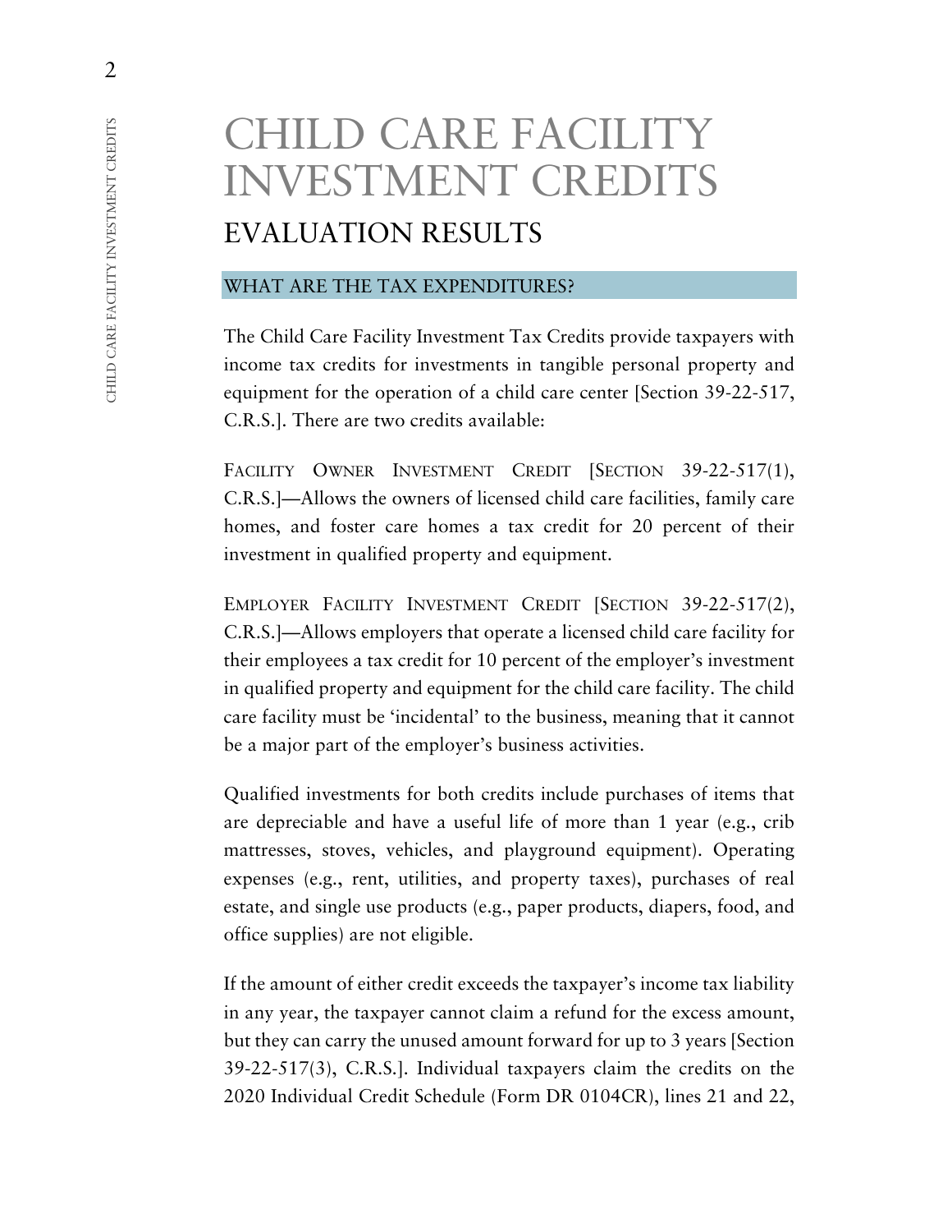# CHILD CARE FACILITY INVESTMENT CREDITS

## EVALUATION RESULTS

### WHAT ARE THE TAX EXPENDITURES?

The Child Care Facility Investment Tax Credits provide taxpayers with income tax credits for investments in tangible personal property and equipment for the operation of a child care center [Section 39-22-517, C.R.S.]. There are two credits available:

FACILITY OWNER INVESTMENT CREDIT [SECTION 39-22-517(1), C.R.S.]—Allows the owners of licensed child care facilities, family care homes, and foster care homes a tax credit for 20 percent of their investment in qualified property and equipment.

EMPLOYER FACILITY INVESTMENT CREDIT [SECTION 39-22-517(2), C.R.S.]—Allows employers that operate a licensed child care facility for their employees a tax credit for 10 percent of the employer's investment in qualified property and equipment for the child care facility. The child care facility must be 'incidental' to the business, meaning that it cannot be a major part of the employer's business activities.

Qualified investments for both credits include purchases of items that are depreciable and have a useful life of more than 1 year (e.g., crib mattresses, stoves, vehicles, and playground equipment). Operating expenses (e.g., rent, utilities, and property taxes), purchases of real estate, and single use products (e.g., paper products, diapers, food, and office supplies) are not eligible.

If the amount of either credit exceeds the taxpayer's income tax liability in any year, the taxpayer cannot claim a refund for the excess amount, but they can carry the unused amount forward for up to 3 years [Section 39-22-517(3), C.R.S.]. Individual taxpayers claim the credits on the 2020 Individual Credit Schedule (Form DR 0104CR), lines 21 and 22,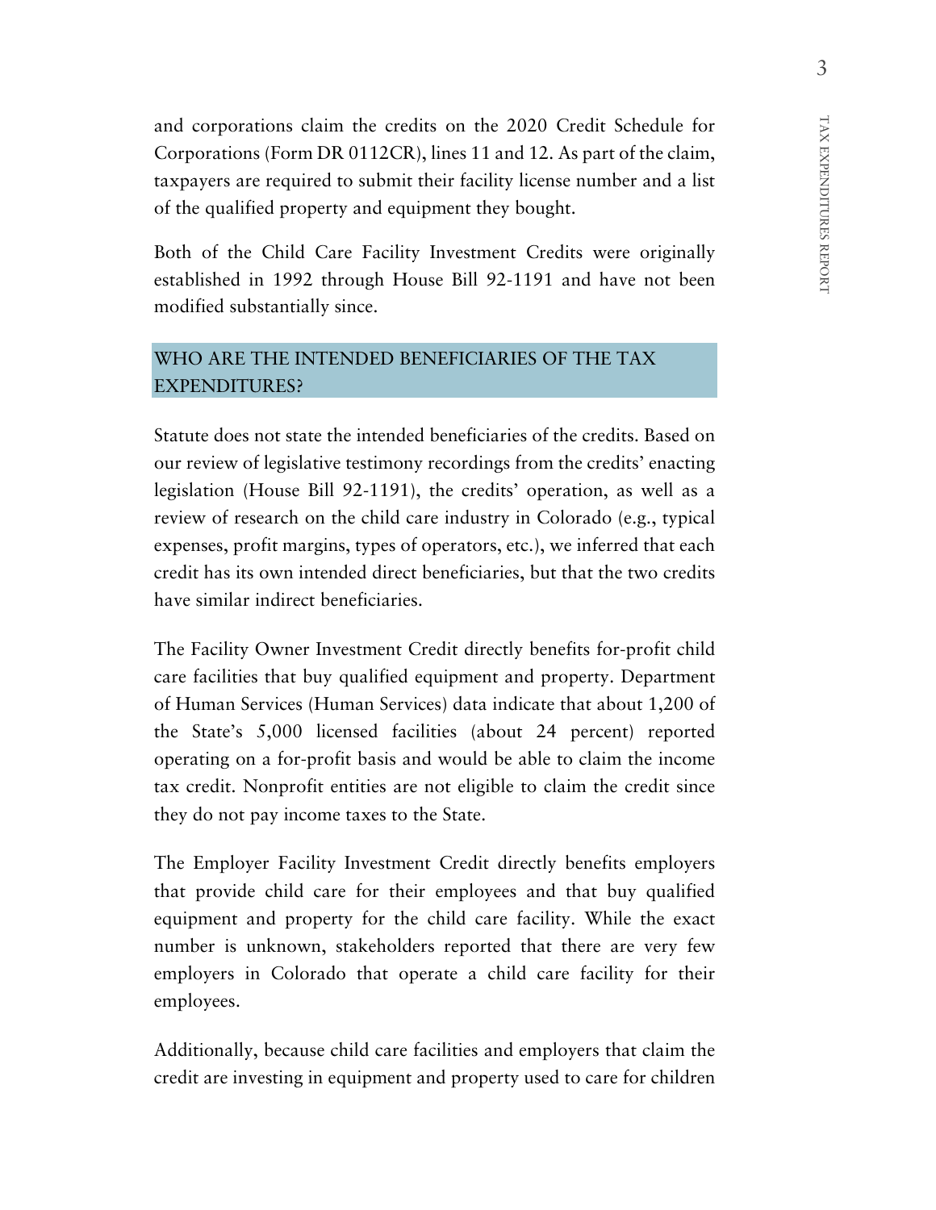and corporations claim the credits on the 2020 Credit Schedule for Corporations (Form DR 0112CR), lines 11 and 12. As part of the claim, taxpayers are required to submit their facility license number and a list of the qualified property and equipment they bought.

Both of the Child Care Facility Investment Credits were originally established in 1992 through House Bill 92-1191 and have not been modified substantially since.

## WHO ARE THE INTENDED BENEFICIARIES OF THE TAX EXPENDITURES?

Statute does not state the intended beneficiaries of the credits. Based on our review of legislative testimony recordings from the credits' enacting legislation (House Bill 92-1191), the credits' operation, as well as a review of research on the child care industry in Colorado (e.g., typical expenses, profit margins, types of operators, etc.), we inferred that each credit has its own intended direct beneficiaries, but that the two credits have similar indirect beneficiaries.

The Facility Owner Investment Credit directly benefits for-profit child care facilities that buy qualified equipment and property. Department of Human Services (Human Services) data indicate that about 1,200 of the State's 5,000 licensed facilities (about 24 percent) reported operating on a for-profit basis and would be able to claim the income tax credit. Nonprofit entities are not eligible to claim the credit since they do not pay income taxes to the State.

The Employer Facility Investment Credit directly benefits employers that provide child care for their employees and that buy qualified equipment and property for the child care facility. While the exact number is unknown, stakeholders reported that there are very few employers in Colorado that operate a child care facility for their employees.

Additionally, because child care facilities and employers that claim the credit are investing in equipment and property used to care for children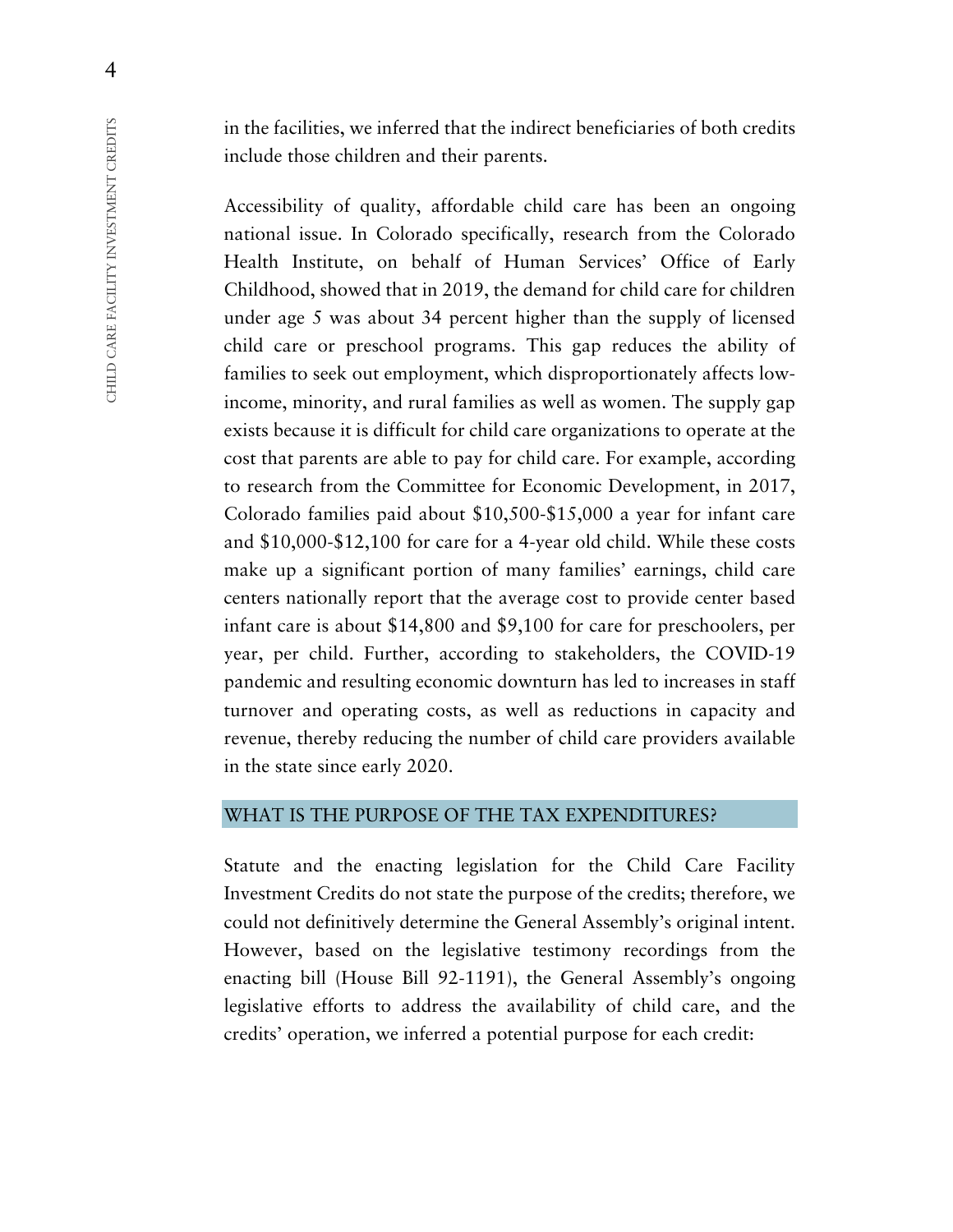in the facilities, we inferred that the indirect beneficiaries of both credits include those children and their parents.

Accessibility of quality, affordable child care has been an ongoing national issue. In Colorado specifically, research from the Colorado Health Institute, on behalf of Human Services' Office of Early Childhood, showed that in 2019, the demand for child care for children under age 5 was about 34 percent higher than the supply of licensed child care or preschool programs. This gap reduces the ability of families to seek out employment, which disproportionately affects low-income, minority, and rural families as well as women. The supply gap exists because it is difficult for child care organizations to operate at the cost that parents are able to pay for child care. For example, according to research from the Committee for Economic Development, in 2017, Colorado families paid about $10,500-$15,000 a year for infant care and $10,000-$12,100 for care for a 4-year old child. While these costs make up a significant portion of many families' earnings, child care centers nationally report that the average cost to provide center based infant care is about $14,800 and $9,100 for care for preschoolers, per year, per child. Further, according to stakeholders, the COVID-19 pandemic and resulting economic downturn has led to increases in staff turnover and operating costs, as well as reductions in capacity and revenue, thereby reducing the number of child care providers available in the state since early 2020.

## WHAT IS THE PURPOSE OF THE TAX EXPENDITURES?

Statute and the enacting legislation for the Child Care Facility Investment Credits do not state the purpose of the credits; therefore, we could not definitively determine the General Assembly's original intent. However, based on the legislative testimony recordings from the enacting bill (House Bill 92-1191), the General Assembly's ongoing legislative efforts to address the availability of child care, and the credits' operation, we inferred a potential purpose for each credit: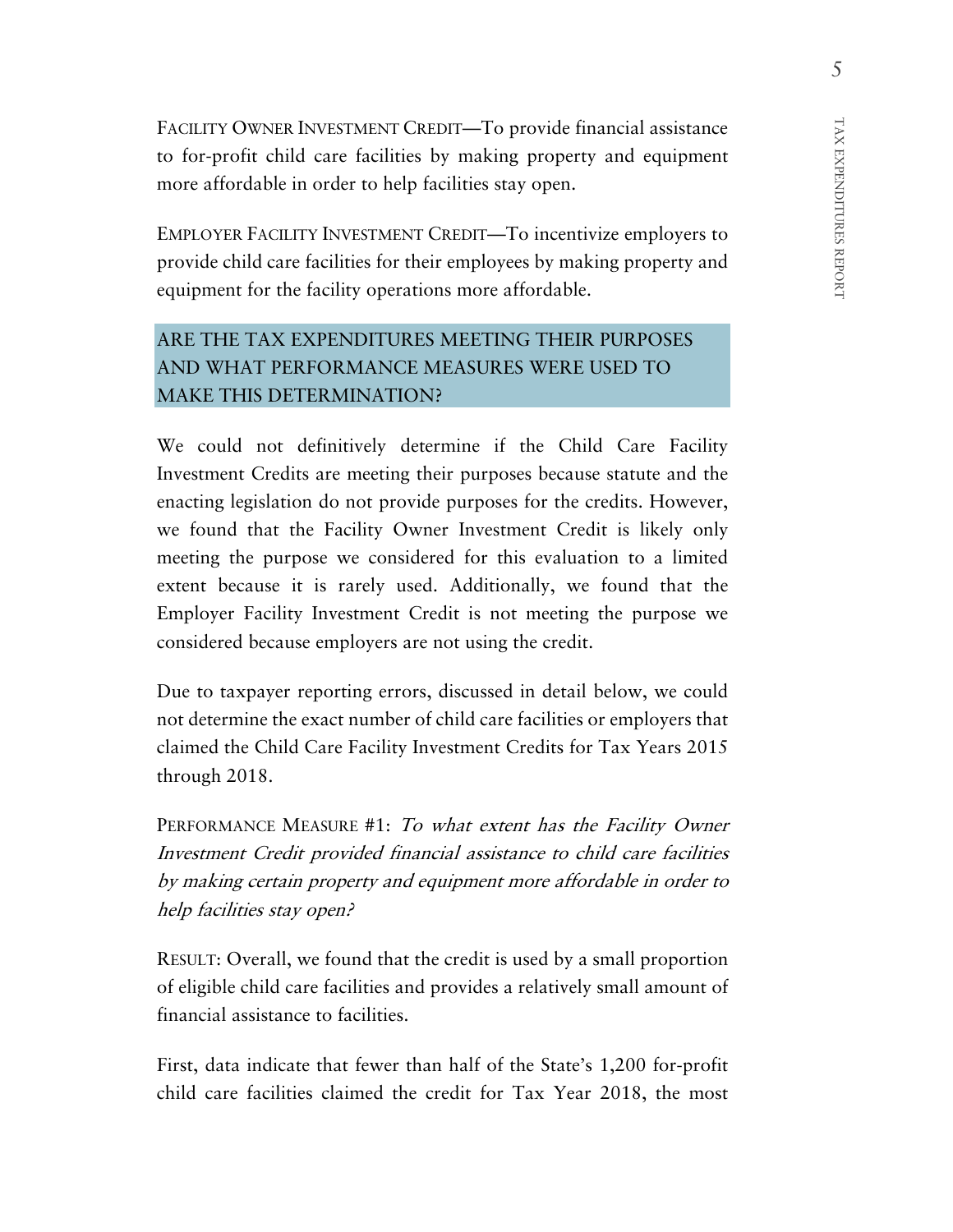FACILITY OWNER INVESTMENT CREDIT—To provide financial assistance to for-profit child care facilities by making property and equipment more affordable in order to help facilities stay open.

EMPLOYER FACILITY INVESTMENT CREDIT—To incentivize employers to provide child care facilities for their employees by making property and equipment for the facility operations more affordable.

## ARE THE TAX EXPENDITURES MEETING THEIR PURPOSES AND WHAT PERFORMANCE MEASURES WERE USED TO MAKE THIS DETERMINATION?

We could not definitively determine if the Child Care Facility Investment Credits are meeting their purposes because statute and the enacting legislation do not provide purposes for the credits. However, we found that the Facility Owner Investment Credit is likely only meeting the purpose we considered for this evaluation to a limited extent because it is rarely used. Additionally, we found that the Employer Facility Investment Credit is not meeting the purpose we considered because employers are not using the credit.

Due to taxpayer reporting errors, discussed in detail below, we could not determine the exact number of child care facilities or employers that claimed the Child Care Facility Investment Credits for Tax Years 2015 through 2018.

PERFORMANCE MEASURE #1: *To what extent has the Facility Owner Investment Credit provided financial assistance to child care facilities by making certain property and equipment more affordable in order to help facilities stay open?*

RESULT: Overall, we found that the credit is used by a small proportion of eligible child care facilities and provides a relatively small amount of financial assistance to facilities.

First, data indicate that fewer than half of the State's 1,200 for-profit child care facilities claimed the credit for Tax Year 2018, the most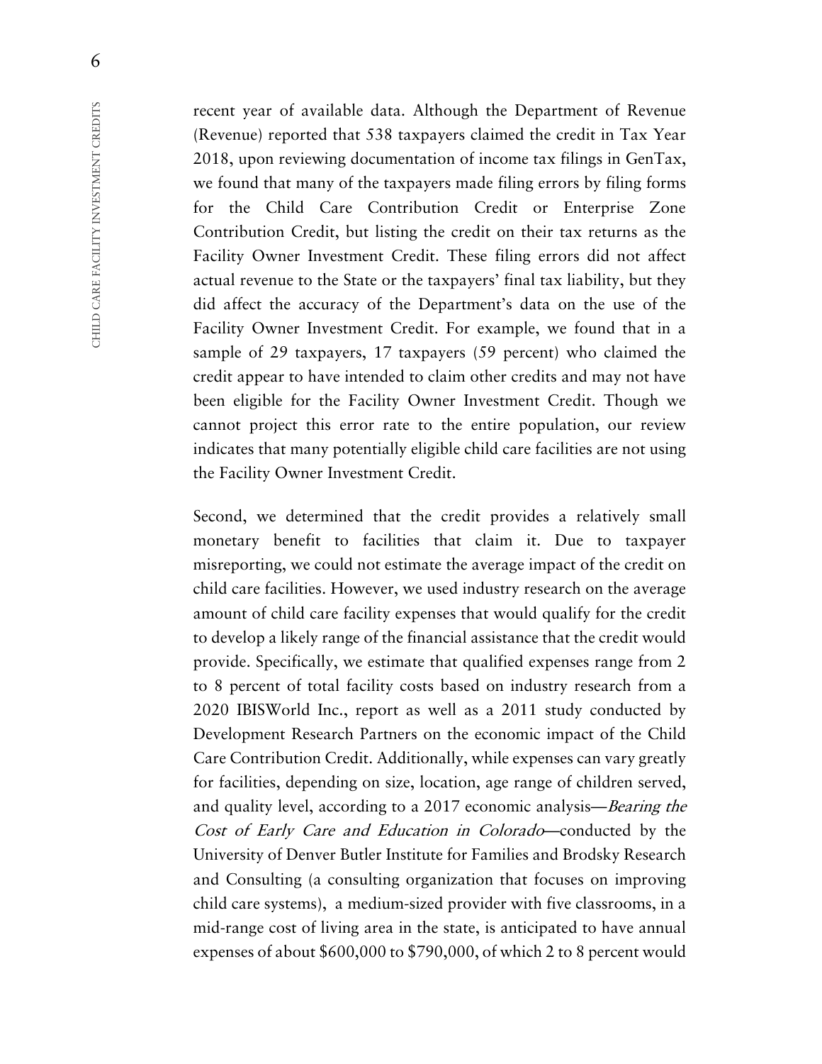recent year of available data. Although the Department of Revenue (Revenue) reported that 538 taxpayers claimed the credit in Tax Year 2018, upon reviewing documentation of income tax filings in GenTax, we found that many of the taxpayers made filing errors by filing forms for the Child Care Contribution Credit or Enterprise Zone Contribution Credit, but listing the credit on their tax returns as the Facility Owner Investment Credit. These filing errors did not affect actual revenue to the State or the taxpayers' final tax liability, but they did affect the accuracy of the Department's data on the use of the Facility Owner Investment Credit. For example, we found that in a sample of 29 taxpayers, 17 taxpayers (59 percent) who claimed the credit appear to have intended to claim other credits and may not have been eligible for the Facility Owner Investment Credit. Though we cannot project this error rate to the entire population, our review indicates that many potentially eligible child care facilities are not using the Facility Owner Investment Credit.

Second, we determined that the credit provides a relatively small monetary benefit to facilities that claim it. Due to taxpayer misreporting, we could not estimate the average impact of the credit on child care facilities. However, we used industry research on the average amount of child care facility expenses that would qualify for the credit to develop a likely range of the financial assistance that the credit would provide. Specifically, we estimate that qualified expenses range from 2 to 8 percent of total facility costs based on industry research from a 2020 IBISWorld Inc., report as well as a 2011 study conducted by Development Research Partners on the economic impact of the Child Care Contribution Credit. Additionally, while expenses can vary greatly for facilities, depending on size, location, age range of children served, and quality level, according to a 2017 economic analysis—*Bearing the Cost of Early Care and Education in Colorado*—conducted by the University of Denver Butler Institute for Families and Brodsky Research and Consulting (a consulting organization that focuses on improving child care systems), a medium-sized provider with five classrooms, in a mid-range cost of living area in the state, is anticipated to have annual expenses of about $600,000 to $790,000, of which 2 to 8 percent would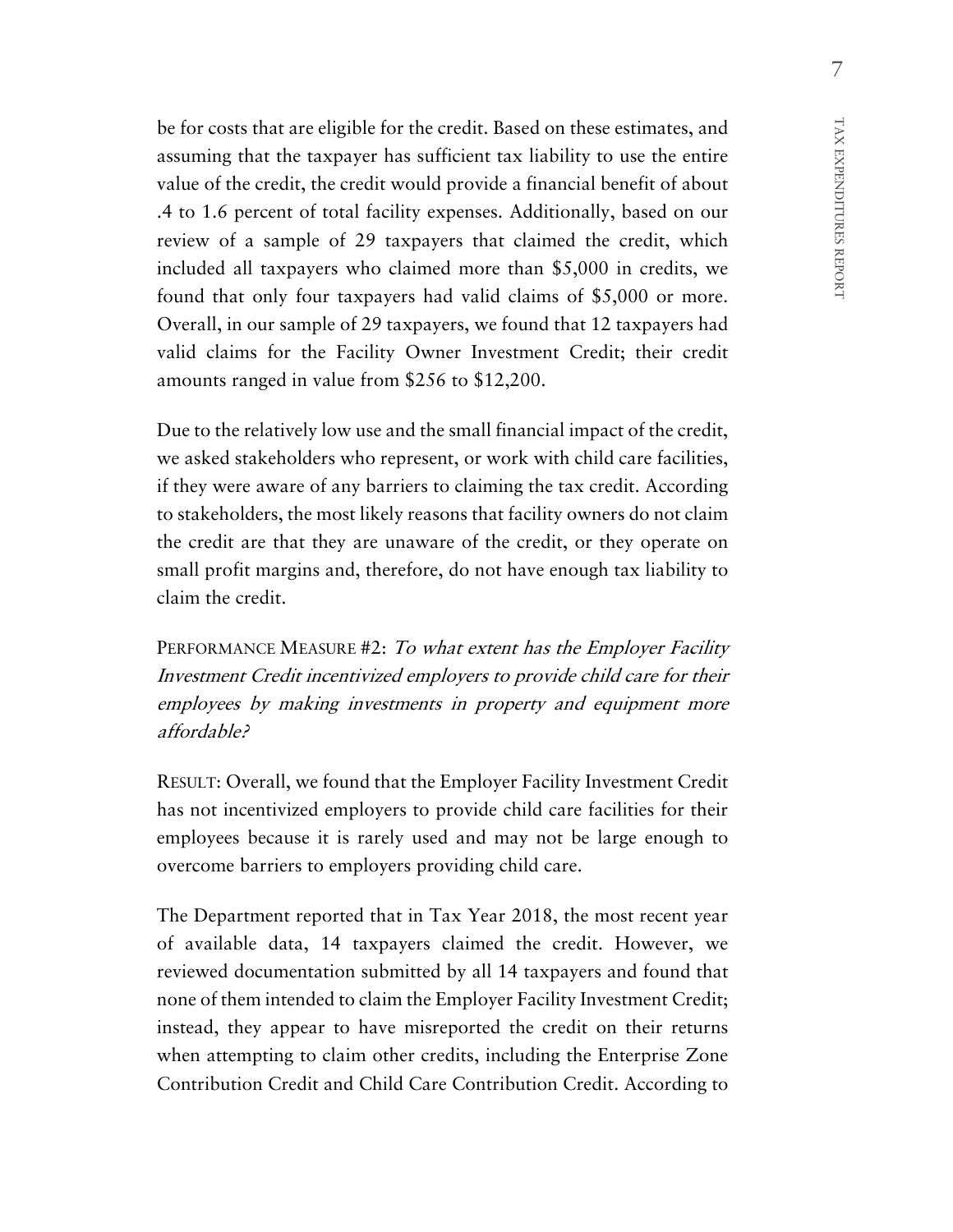be for costs that are eligible for the credit. Based on these estimates, and assuming that the taxpayer has sufficient tax liability to use the entire value of the credit, the credit would provide a financial benefit of about .4 to 1.6 percent of total facility expenses. Additionally, based on our review of a sample of 29 taxpayers that claimed the credit, which included all taxpayers who claimed more than $5,000 in credits, we found that only four taxpayers had valid claims of $5,000 or more. Overall, in our sample of 29 taxpayers, we found that 12 taxpayers had valid claims for the Facility Owner Investment Credit; their credit amounts ranged in value from $256 to $12,200.

Due to the relatively low use and the small financial impact of the credit, we asked stakeholders who represent, or work with child care facilities, if they were aware of any barriers to claiming the tax credit. According to stakeholders, the most likely reasons that facility owners do not claim the credit are that they are unaware of the credit, or they operate on small profit margins and, therefore, do not have enough tax liability to claim the credit.

PERFORMANCE MEASURE #2: *To what extent has the Employer Facility Investment Credit incentivized employers to provide child care for their employees by making investments in property and equipment more affordable?*

RESULT: Overall, we found that the Employer Facility Investment Credit has not incentivized employers to provide child care facilities for their employees because it is rarely used and may not be large enough to overcome barriers to employers providing child care.

The Department reported that in Tax Year 2018, the most recent year of available data, 14 taxpayers claimed the credit. However, we reviewed documentation submitted by all 14 taxpayers and found that none of them intended to claim the Employer Facility Investment Credit; instead, they appear to have misreported the credit on their returns when attempting to claim other credits, including the Enterprise Zone Contribution Credit and Child Care Contribution Credit. According to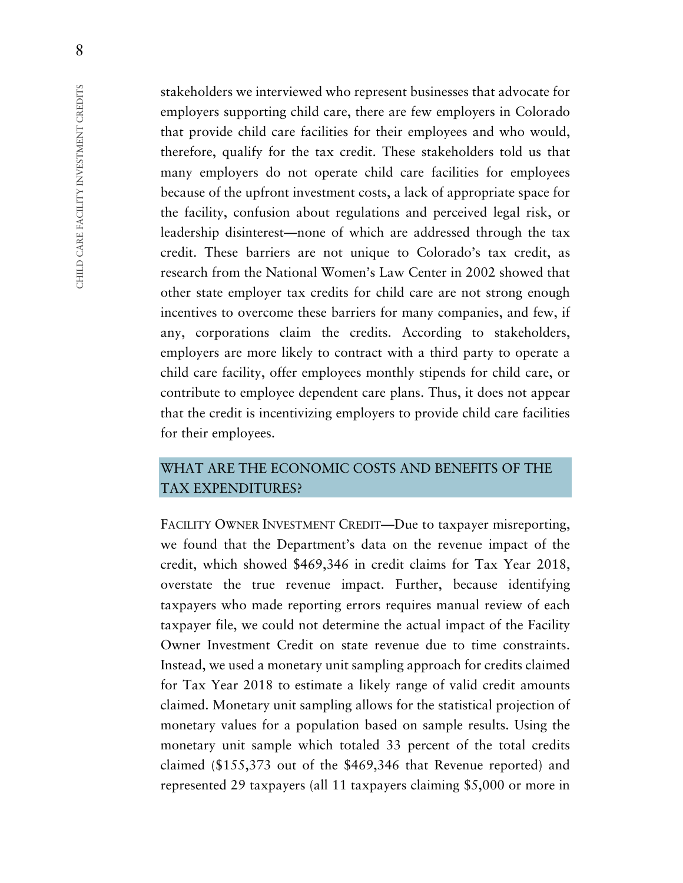stakeholders we interviewed who represent businesses that advocate for employers supporting child care, there are few employers in Colorado that provide child care facilities for their employees and who would, therefore, qualify for the tax credit. These stakeholders told us that many employers do not operate child care facilities for employees because of the upfront investment costs, a lack of appropriate space for the facility, confusion about regulations and perceived legal risk, or leadership disinterest—none of which are addressed through the tax credit. These barriers are not unique to Colorado's tax credit, as research from the National Women's Law Center in 2002 showed that other state employer tax credits for child care are not strong enough incentives to overcome these barriers for many companies, and few, if any, corporations claim the credits. According to stakeholders, employers are more likely to contract with a third party to operate a child care facility, offer employees monthly stipends for child care, or contribute to employee dependent care plans. Thus, it does not appear that the credit is incentivizing employers to provide child care facilities for their employees.

## WHAT ARE THE ECONOMIC COSTS AND BENEFITS OF THE TAX EXPENDITURES?

FACILITY OWNER INVESTMENT CREDIT—Due to taxpayer misreporting, we found that the Department's data on the revenue impact of the credit, which showed $469,346 in credit claims for Tax Year 2018, overstate the true revenue impact. Further, because identifying taxpayers who made reporting errors requires manual review of each taxpayer file, we could not determine the actual impact of the Facility Owner Investment Credit on state revenue due to time constraints. Instead, we used a monetary unit sampling approach for credits claimed for Tax Year 2018 to estimate a likely range of valid credit amounts claimed. Monetary unit sampling allows for the statistical projection of monetary values for a population based on sample results. Using the monetary unit sample which totaled 33 percent of the total credits claimed ($155,373 out of the $469,346 that Revenue reported) and represented 29 taxpayers (all 11 taxpayers claiming $5,000 or more in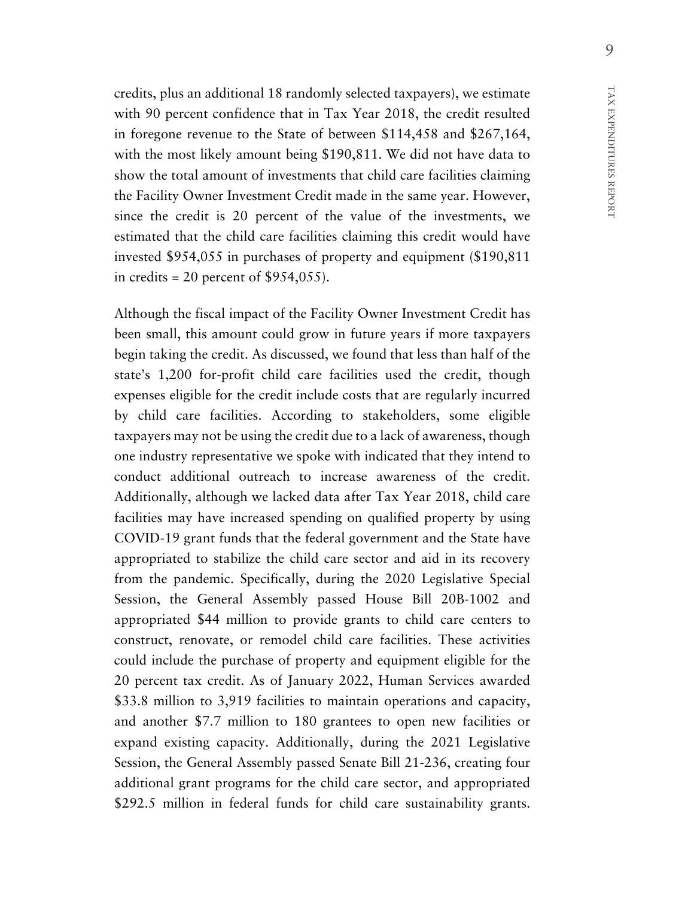credits, plus an additional 18 randomly selected taxpayers), we estimate with 90 percent confidence that in Tax Year 2018, the credit resulted in foregone revenue to the State of between $114,458 and $267,164, with the most likely amount being $190,811. We did not have data to show the total amount of investments that child care facilities claiming the Facility Owner Investment Credit made in the same year. However, since the credit is 20 percent of the value of the investments, we estimated that the child care facilities claiming this credit would have invested $954,055 in purchases of property and equipment ($190,811 in credits = 20 percent of $954,055).

Although the fiscal impact of the Facility Owner Investment Credit has been small, this amount could grow in future years if more taxpayers begin taking the credit. As discussed, we found that less than half of the state's 1,200 for-profit child care facilities used the credit, though expenses eligible for the credit include costs that are regularly incurred by child care facilities. According to stakeholders, some eligible taxpayers may not be using the credit due to a lack of awareness, though one industry representative we spoke with indicated that they intend to conduct additional outreach to increase awareness of the credit. Additionally, although we lacked data after Tax Year 2018, child care facilities may have increased spending on qualified property by using COVID-19 grant funds that the federal government and the State have appropriated to stabilize the child care sector and aid in its recovery from the pandemic. Specifically, during the 2020 Legislative Special Session, the General Assembly passed House Bill 20B-1002 and appropriated $44 million to provide grants to child care centers to construct, renovate, or remodel child care facilities. These activities could include the purchase of property and equipment eligible for the 20 percent tax credit. As of January 2022, Human Services awarded $33.8 million to 3,919 facilities to maintain operations and capacity, and another $7.7 million to 180 grantees to open new facilities or expand existing capacity. Additionally, during the 2021 Legislative Session, the General Assembly passed Senate Bill 21-236, creating four additional grant programs for the child care sector, and appropriated $292.5 million in federal funds for child care sustainability grants.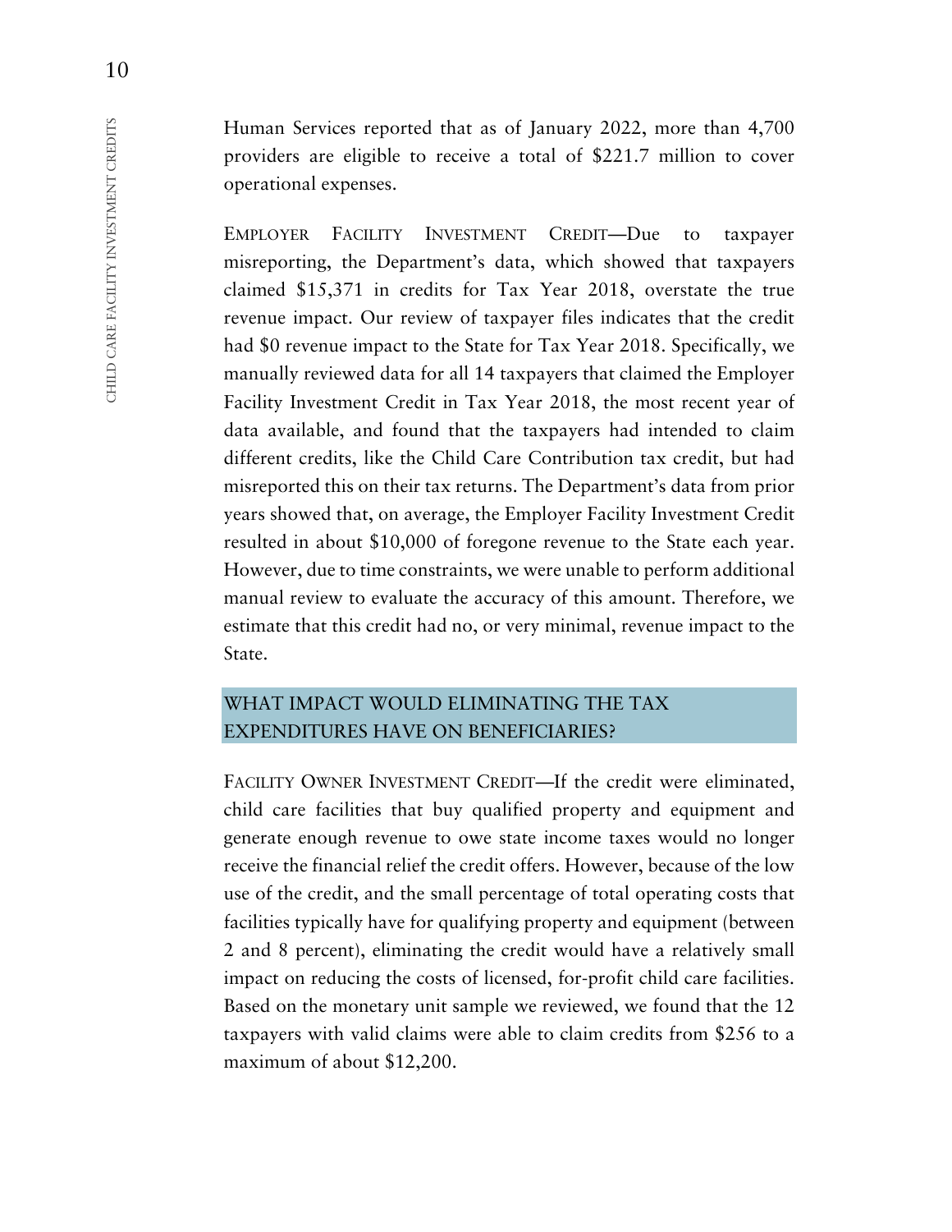Human Services reported that as of January 2022, more than 4,700 providers are eligible to receive a total of $221.7 million to cover operational expenses.

EMPLOYER FACILITY INVESTMENT CREDIT—Due to taxpayer misreporting, the Department's data, which showed that taxpayers claimed $15,371 in credits for Tax Year 2018, overstate the true revenue impact. Our review of taxpayer files indicates that the credit had $0 revenue impact to the State for Tax Year 2018. Specifically, we manually reviewed data for all 14 taxpayers that claimed the Employer Facility Investment Credit in Tax Year 2018, the most recent year of data available, and found that the taxpayers had intended to claim different credits, like the Child Care Contribution tax credit, but had misreported this on their tax returns. The Department's data from prior years showed that, on average, the Employer Facility Investment Credit resulted in about $10,000 of foregone revenue to the State each year. However, due to time constraints, we were unable to perform additional manual review to evaluate the accuracy of this amount. Therefore, we estimate that this credit had no, or very minimal, revenue impact to the State.

## WHAT IMPACT WOULD ELIMINATING THE TAX EXPENDITURES HAVE ON BENEFICIARIES?

FACILITY OWNER INVESTMENT CREDIT—If the credit were eliminated, child care facilities that buy qualified property and equipment and generate enough revenue to owe state income taxes would no longer receive the financial relief the credit offers. However, because of the low use of the credit, and the small percentage of total operating costs that facilities typically have for qualifying property and equipment (between 2 and 8 percent), eliminating the credit would have a relatively small impact on reducing the costs of licensed, for-profit child care facilities. Based on the monetary unit sample we reviewed, we found that the 12 taxpayers with valid claims were able to claim credits from $256 to a maximum of about $12,200.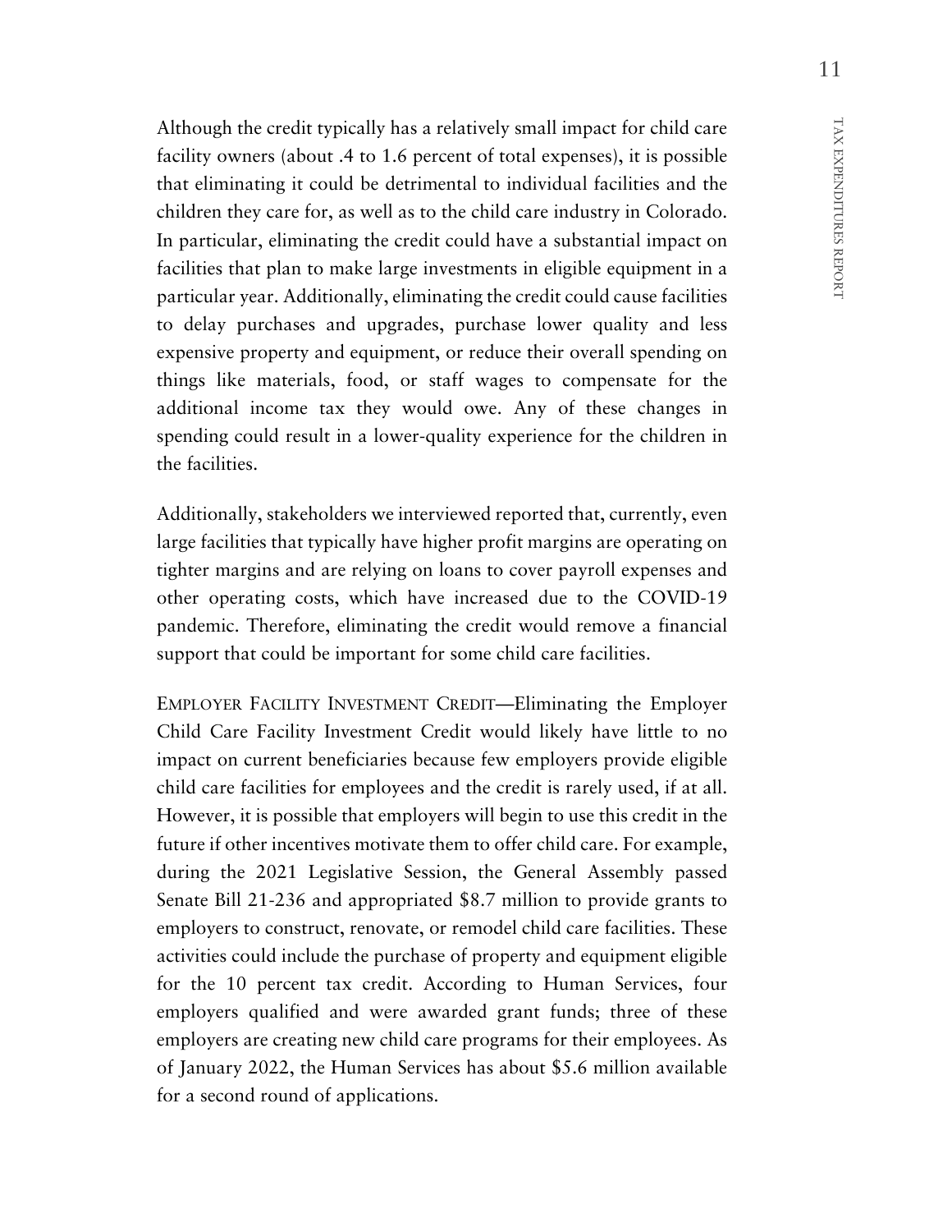Although the credit typically has a relatively small impact for child care facility owners (about .4 to 1.6 percent of total expenses), it is possible that eliminating it could be detrimental to individual facilities and the children they care for, as well as to the child care industry in Colorado. In particular, eliminating the credit could have a substantial impact on facilities that plan to make large investments in eligible equipment in a particular year. Additionally, eliminating the credit could cause facilities to delay purchases and upgrades, purchase lower quality and less expensive property and equipment, or reduce their overall spending on things like materials, food, or staff wages to compensate for the additional income tax they would owe. Any of these changes in spending could result in a lower-quality experience for the children in the facilities.

Additionally, stakeholders we interviewed reported that, currently, even large facilities that typically have higher profit margins are operating on tighter margins and are relying on loans to cover payroll expenses and other operating costs, which have increased due to the COVID-19 pandemic. Therefore, eliminating the credit would remove a financial support that could be important for some child care facilities.

EMPLOYER FACILITY INVESTMENT CREDIT—Eliminating the Employer Child Care Facility Investment Credit would likely have little to no impact on current beneficiaries because few employers provide eligible child care facilities for employees and the credit is rarely used, if at all. However, it is possible that employers will begin to use this credit in the future if other incentives motivate them to offer child care. For example, during the 2021 Legislative Session, the General Assembly passed Senate Bill 21-236 and appropriated $8.7 million to provide grants to employers to construct, renovate, or remodel child care facilities. These activities could include the purchase of property and equipment eligible for the 10 percent tax credit. According to Human Services, four employers qualified and were awarded grant funds; three of these employers are creating new child care programs for their employees. As of January 2022, the Human Services has about $5.6 million available for a second round of applications.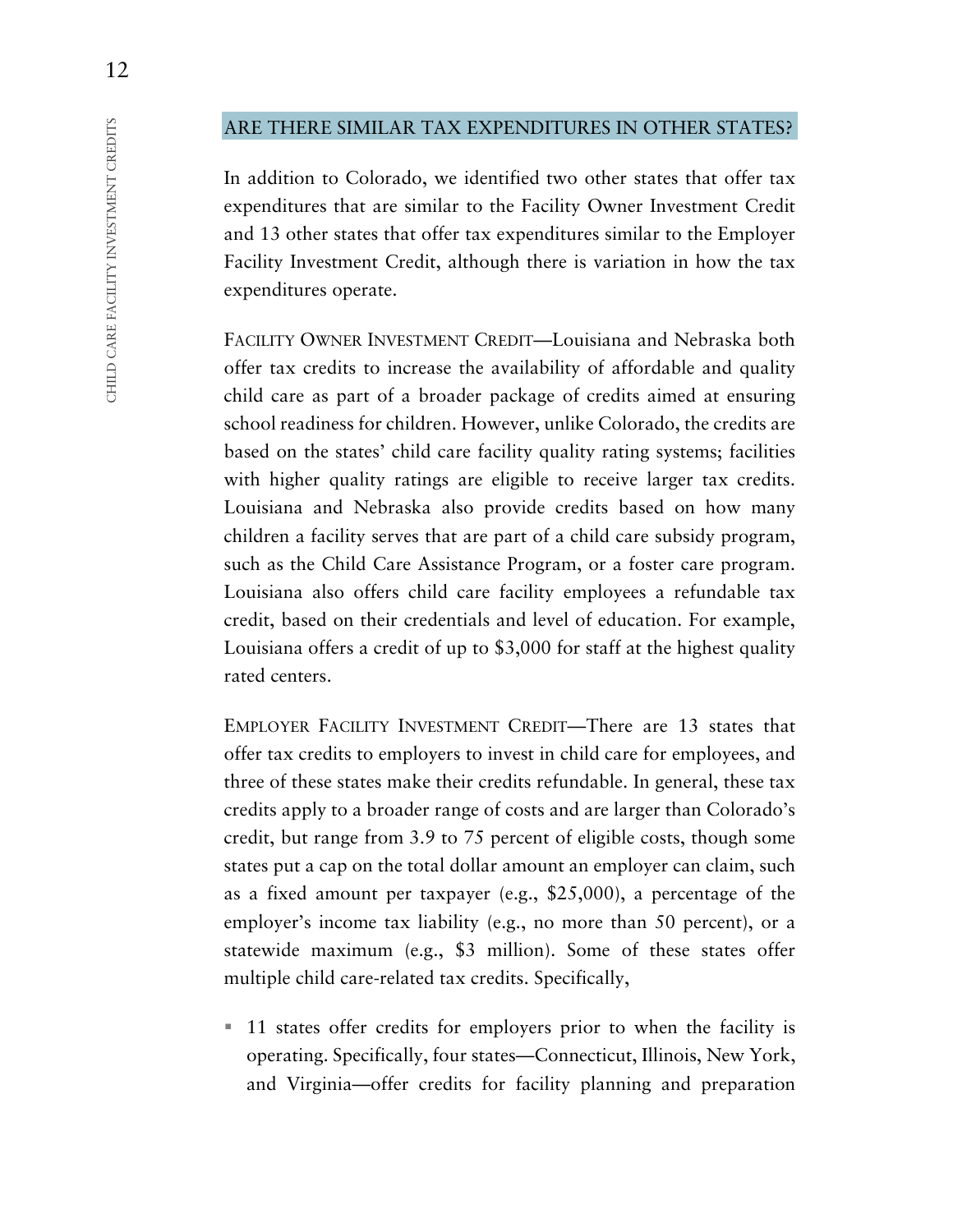## ARE THERE SIMILAR TAX EXPENDITURES IN OTHER STATES?

In addition to Colorado, we identified two other states that offer tax expenditures that are similar to the Facility Owner Investment Credit and 13 other states that offer tax expenditures similar to the Employer Facility Investment Credit, although there is variation in how the tax expenditures operate.

FACILITY OWNER INVESTMENT CREDIT—Louisiana and Nebraska both offer tax credits to increase the availability of affordable and quality child care as part of a broader package of credits aimed at ensuring school readiness for children. However, unlike Colorado, the credits are based on the states' child care facility quality rating systems; facilities with higher quality ratings are eligible to receive larger tax credits. Louisiana and Nebraska also provide credits based on how many children a facility serves that are part of a child care subsidy program, such as the Child Care Assistance Program, or a foster care program. Louisiana also offers child care facility employees a refundable tax credit, based on their credentials and level of education. For example, Louisiana offers a credit of up to $3,000 for staff at the highest quality rated centers.

EMPLOYER FACILITY INVESTMENT CREDIT—There are 13 states that offer tax credits to employers to invest in child care for employees, and three of these states make their credits refundable. In general, these tax credits apply to a broader range of costs and are larger than Colorado's credit, but range from 3.9 to 75 percent of eligible costs, though some states put a cap on the total dollar amount an employer can claim, such as a fixed amount per taxpayer (e.g., $25,000), a percentage of the employer's income tax liability (e.g., no more than 50 percent), or a statewide maximum (e.g., $3 million). Some of these states offer multiple child care-related tax credits. Specifically,

- 11 states offer credits for employers prior to when the facility is operating. Specifically, four states—Connecticut, Illinois, New York, and Virginia—offer credits for facility planning and preparation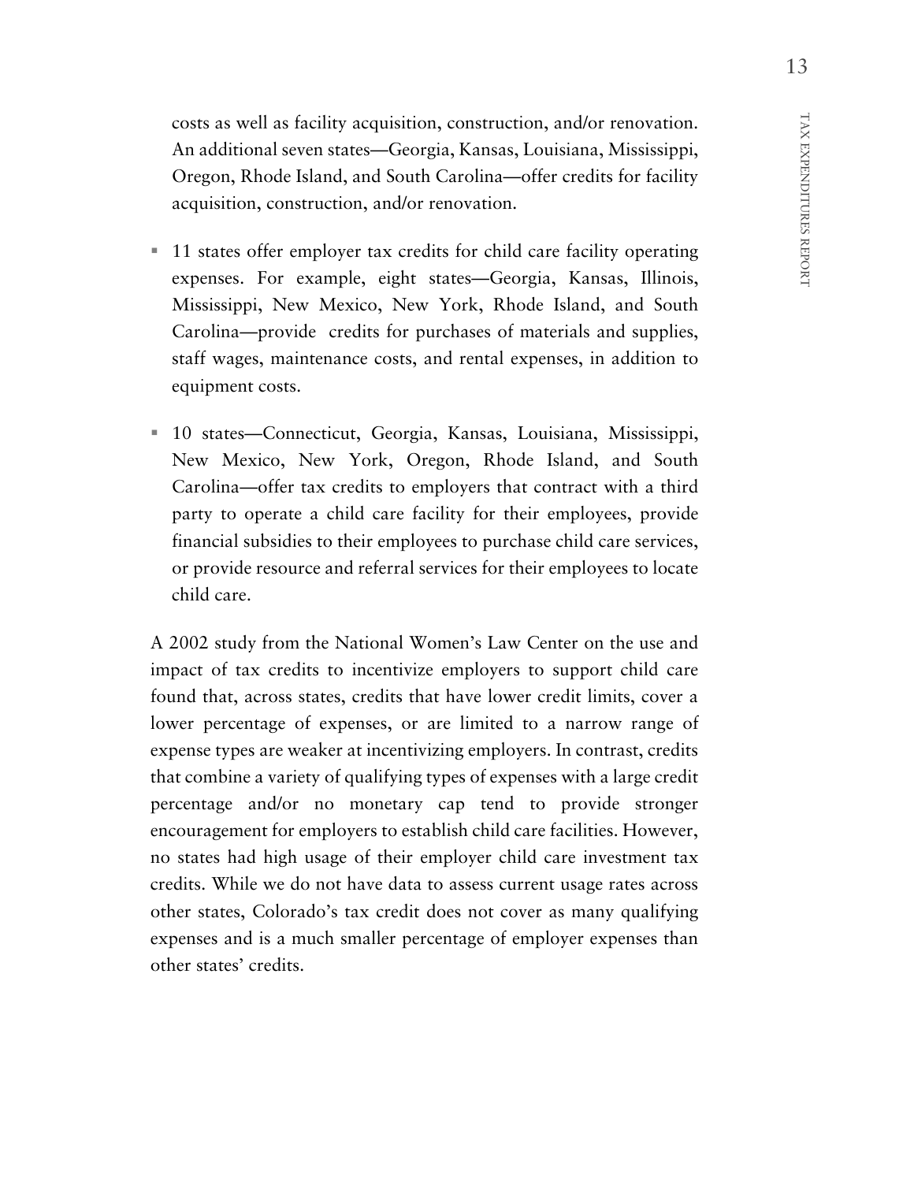costs as well as facility acquisition, construction, and/or renovation. An additional seven states—Georgia, Kansas, Louisiana, Mississippi, Oregon, Rhode Island, and South Carolina—offer credits for facility acquisition, construction, and/or renovation.

- 11 states offer employer tax credits for child care facility operating expenses. For example, eight states—Georgia, Kansas, Illinois, Mississippi, New Mexico, New York, Rhode Island, and South Carolina—provide credits for purchases of materials and supplies, staff wages, maintenance costs, and rental expenses, in addition to equipment costs.

- 10 states—Connecticut, Georgia, Kansas, Louisiana, Mississippi, New Mexico, New York, Oregon, Rhode Island, and South Carolina—offer tax credits to employers that contract with a third party to operate a child care facility for their employees, provide financial subsidies to their employees to purchase child care services, or provide resource and referral services for their employees to locate child care.

A 2002 study from the National Women's Law Center on the use and impact of tax credits to incentivize employers to support child care found that, across states, credits that have lower credit limits, cover a lower percentage of expenses, or are limited to a narrow range of expense types are weaker at incentivizing employers. In contrast, credits that combine a variety of qualifying types of expenses with a large credit percentage and/or no monetary cap tend to provide stronger encouragement for employers to establish child care facilities. However, no states had high usage of their employer child care investment tax credits. While we do not have data to assess current usage rates across other states, Colorado's tax credit does not cover as many qualifying expenses and is a much smaller percentage of employer expenses than other states' credits.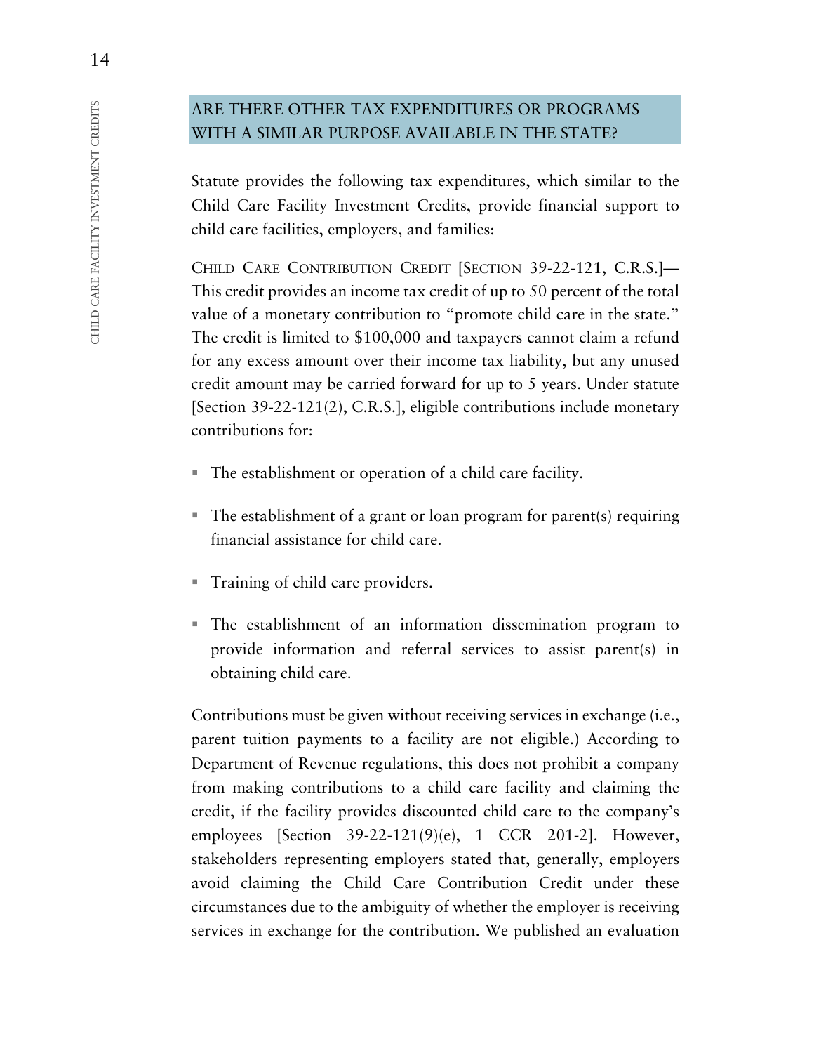## ARE THERE OTHER TAX EXPENDITURES OR PROGRAMS WITH A SIMILAR PURPOSE AVAILABLE IN THE STATE?

Statute provides the following tax expenditures, which similar to the Child Care Facility Investment Credits, provide financial support to child care facilities, employers, and families:

CHILD CARE CONTRIBUTION CREDIT [SECTION 39-22-121, C.R.S.]—This credit provides an income tax credit of up to 50 percent of the total value of a monetary contribution to "promote child care in the state." The credit is limited to $100,000 and taxpayers cannot claim a refund for any excess amount over their income tax liability, but any unused credit amount may be carried forward for up to 5 years. Under statute [Section 39-22-121(2), C.R.S.], eligible contributions include monetary contributions for:

- The establishment or operation of a child care facility.
- The establishment of a grant or loan program for parent(s) requiring financial assistance for child care.
- Training of child care providers.
- The establishment of an information dissemination program to provide information and referral services to assist parent(s) in obtaining child care.

Contributions must be given without receiving services in exchange (i.e., parent tuition payments to a facility are not eligible.) According to Department of Revenue regulations, this does not prohibit a company from making contributions to a child care facility and claiming the credit, if the facility provides discounted child care to the company's employees [Section 39-22-121(9)(e), 1 CCR 201-2]. However, stakeholders representing employers stated that, generally, employers avoid claiming the Child Care Contribution Credit under these circumstances due to the ambiguity of whether the employer is receiving services in exchange for the contribution. We published an evaluation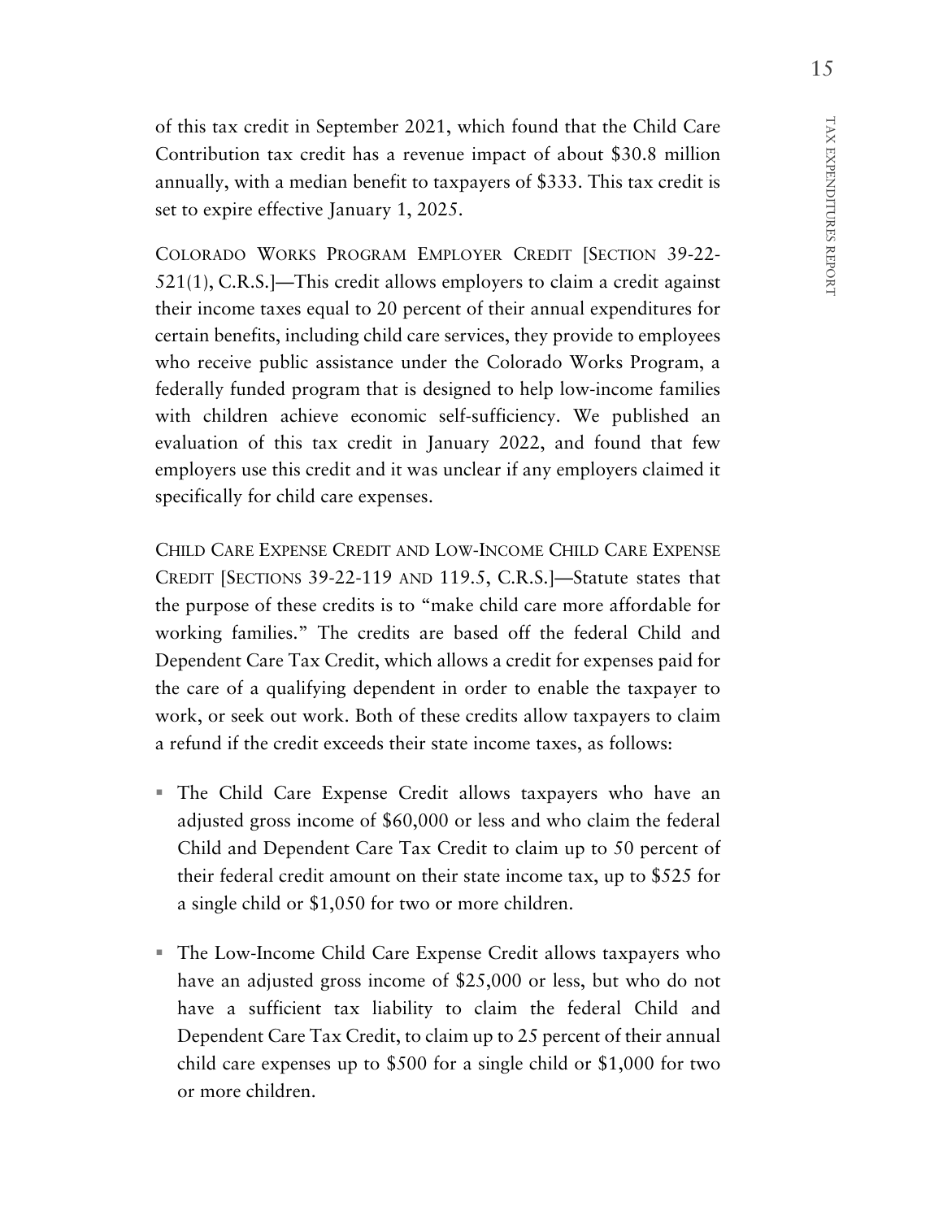of this tax credit in September 2021, which found that the Child Care Contribution tax credit has a revenue impact of about $30.8 million annually, with a median benefit to taxpayers of $333. This tax credit is set to expire effective January 1, 2025.

COLORADO WORKS PROGRAM EMPLOYER CREDIT [SECTION 39-22-521(1), C.R.S.]—This credit allows employers to claim a credit against their income taxes equal to 20 percent of their annual expenditures for certain benefits, including child care services, they provide to employees who receive public assistance under the Colorado Works Program, a federally funded program that is designed to help low-income families with children achieve economic self-sufficiency. We published an evaluation of this tax credit in January 2022, and found that few employers use this credit and it was unclear if any employers claimed it specifically for child care expenses.

CHILD CARE EXPENSE CREDIT AND LOW-INCOME CHILD CARE EXPENSE CREDIT [SECTIONS 39-22-119 AND 119.5, C.R.S.]—Statute states that the purpose of these credits is to "make child care more affordable for working families." The credits are based off the federal Child and Dependent Care Tax Credit, which allows a credit for expenses paid for the care of a qualifying dependent in order to enable the taxpayer to work, or seek out work. Both of these credits allow taxpayers to claim a refund if the credit exceeds their state income taxes, as follows:

- The Child Care Expense Credit allows taxpayers who have an adjusted gross income of $60,000 or less and who claim the federal Child and Dependent Care Tax Credit to claim up to 50 percent of their federal credit amount on their state income tax, up to $525 for a single child or $1,050 for two or more children.

- The Low-Income Child Care Expense Credit allows taxpayers who have an adjusted gross income of $25,000 or less, but who do not have a sufficient tax liability to claim the federal Child and Dependent Care Tax Credit, to claim up to 25 percent of their annual child care expenses up to $500 for a single child or $1,000 for two or more children.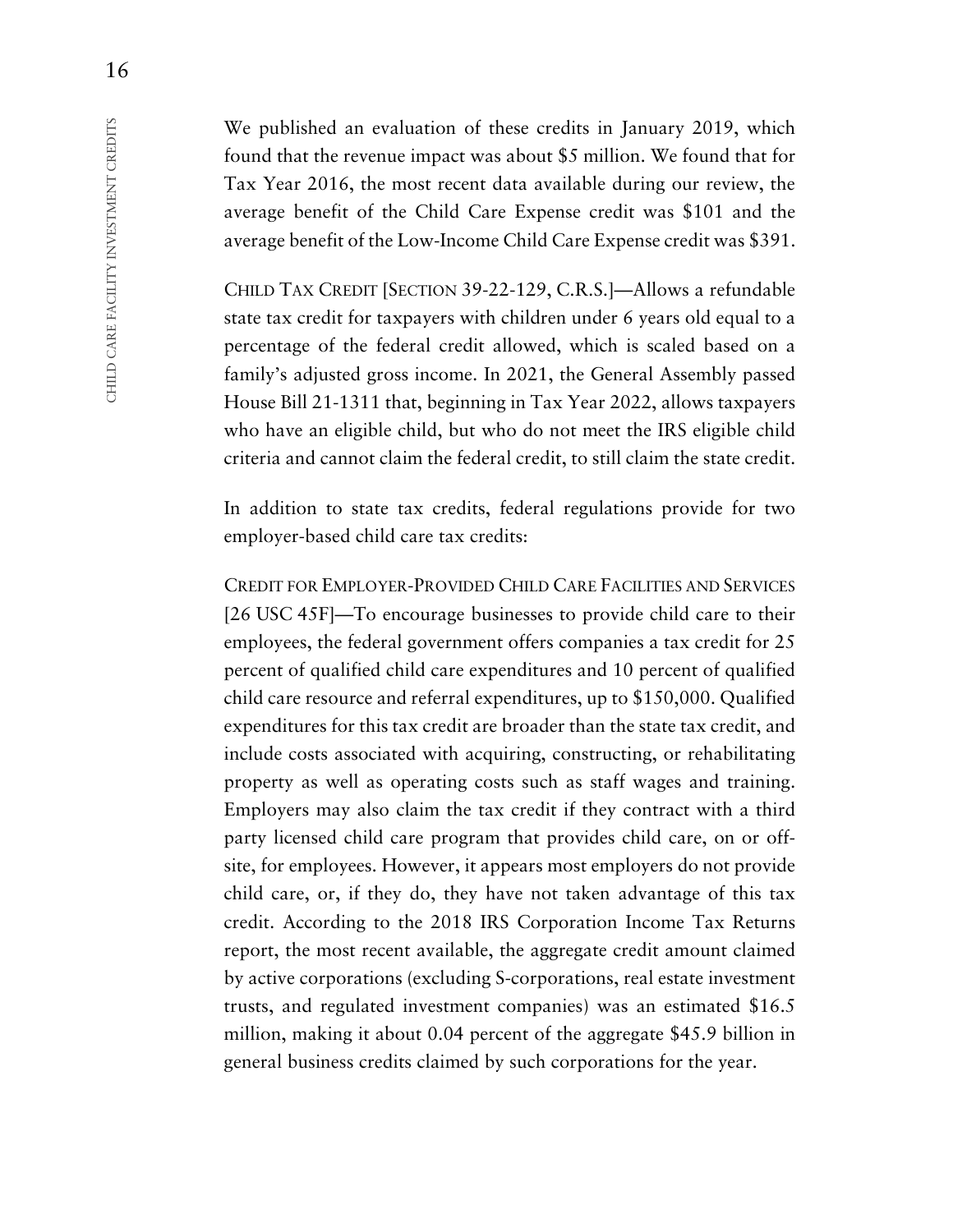We published an evaluation of these credits in January 2019, which found that the revenue impact was about $5 million. We found that for Tax Year 2016, the most recent data available during our review, the average benefit of the Child Care Expense credit was $101 and the average benefit of the Low-Income Child Care Expense credit was $391.

CHILD TAX CREDIT [SECTION 39-22-129, C.R.S.]—Allows a refundable state tax credit for taxpayers with children under 6 years old equal to a percentage of the federal credit allowed, which is scaled based on a family's adjusted gross income. In 2021, the General Assembly passed House Bill 21-1311 that, beginning in Tax Year 2022, allows taxpayers who have an eligible child, but who do not meet the IRS eligible child criteria and cannot claim the federal credit, to still claim the state credit.

In addition to state tax credits, federal regulations provide for two employer-based child care tax credits:

CREDIT FOR EMPLOYER-PROVIDED CHILD CARE FACILITIES AND SERVICES [26 USC 45F]—To encourage businesses to provide child care to their employees, the federal government offers companies a tax credit for 25 percent of qualified child care expenditures and 10 percent of qualified child care resource and referral expenditures, up to $150,000. Qualified expenditures for this tax credit are broader than the state tax credit, and include costs associated with acquiring, constructing, or rehabilitating property as well as operating costs such as staff wages and training. Employers may also claim the tax credit if they contract with a third party licensed child care program that provides child care, on or off-site, for employees. However, it appears most employers do not provide child care, or, if they do, they have not taken advantage of this tax credit. According to the 2018 IRS Corporation Income Tax Returns report, the most recent available, the aggregate credit amount claimed by active corporations (excluding S-corporations, real estate investment trusts, and regulated investment companies) was an estimated $16.5 million, making it about 0.04 percent of the aggregate $45.9 billion in general business credits claimed by such corporations for the year.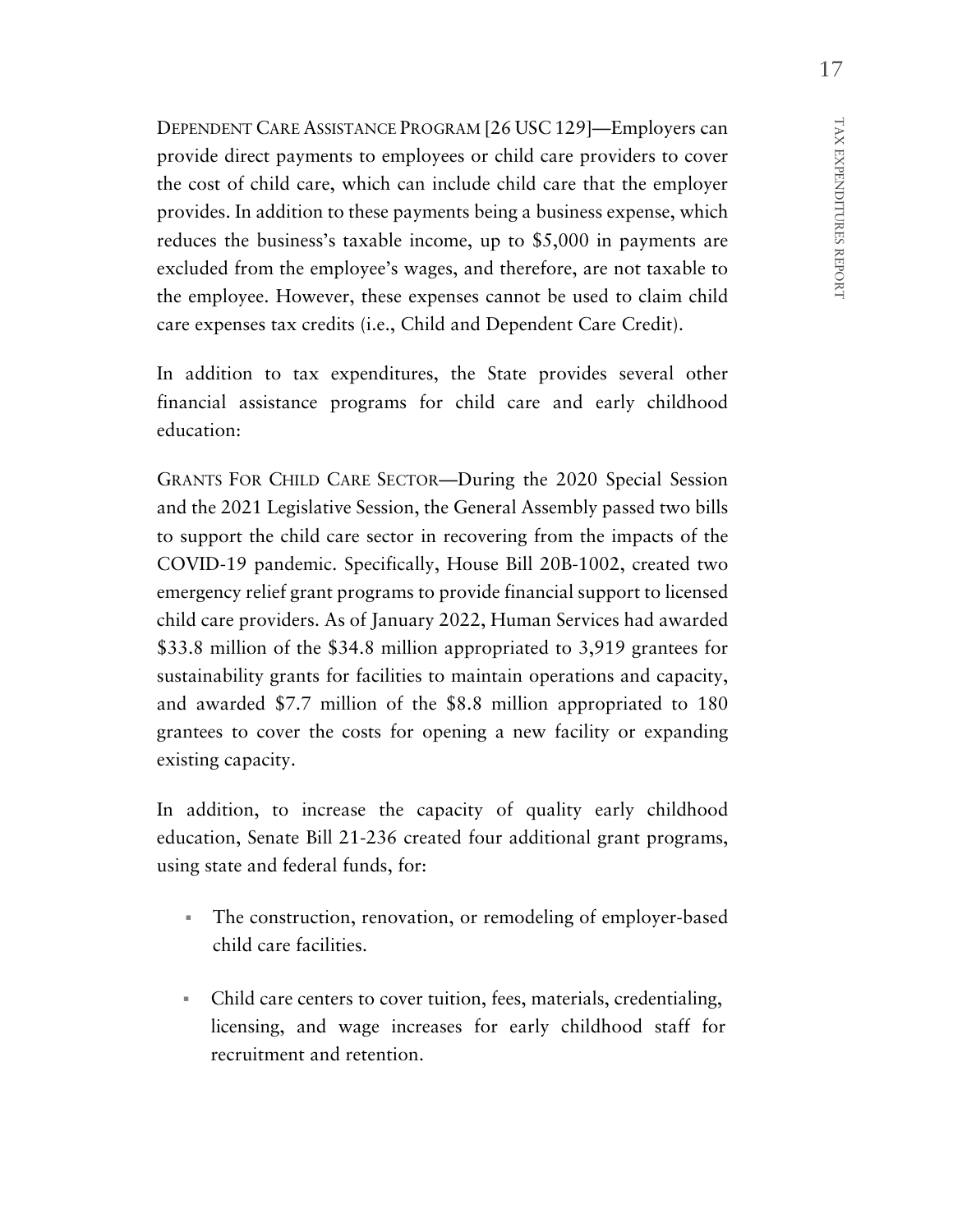DEPENDENT CARE ASSISTANCE PROGRAM [26 USC 129]—Employers can provide direct payments to employees or child care providers to cover the cost of child care, which can include child care that the employer provides. In addition to these payments being a business expense, which reduces the business's taxable income, up to $5,000 in payments are excluded from the employee's wages, and therefore, are not taxable to the employee. However, these expenses cannot be used to claim child care expenses tax credits (i.e., Child and Dependent Care Credit).

In addition to tax expenditures, the State provides several other financial assistance programs for child care and early childhood education:

GRANTS FOR CHILD CARE SECTOR—During the 2020 Special Session and the 2021 Legislative Session, the General Assembly passed two bills to support the child care sector in recovering from the impacts of the COVID-19 pandemic. Specifically, House Bill 20B-1002, created two emergency relief grant programs to provide financial support to licensed child care providers. As of January 2022, Human Services had awarded $33.8 million of the $34.8 million appropriated to 3,919 grantees for sustainability grants for facilities to maintain operations and capacity, and awarded $7.7 million of the $8.8 million appropriated to 180 grantees to cover the costs for opening a new facility or expanding existing capacity.

In addition, to increase the capacity of quality early childhood education, Senate Bill 21-236 created four additional grant programs, using state and federal funds, for:

- The construction, renovation, or remodeling of employer-based child care facilities.
- Child care centers to cover tuition, fees, materials, credentialing, licensing, and wage increases for early childhood staff for recruitment and retention.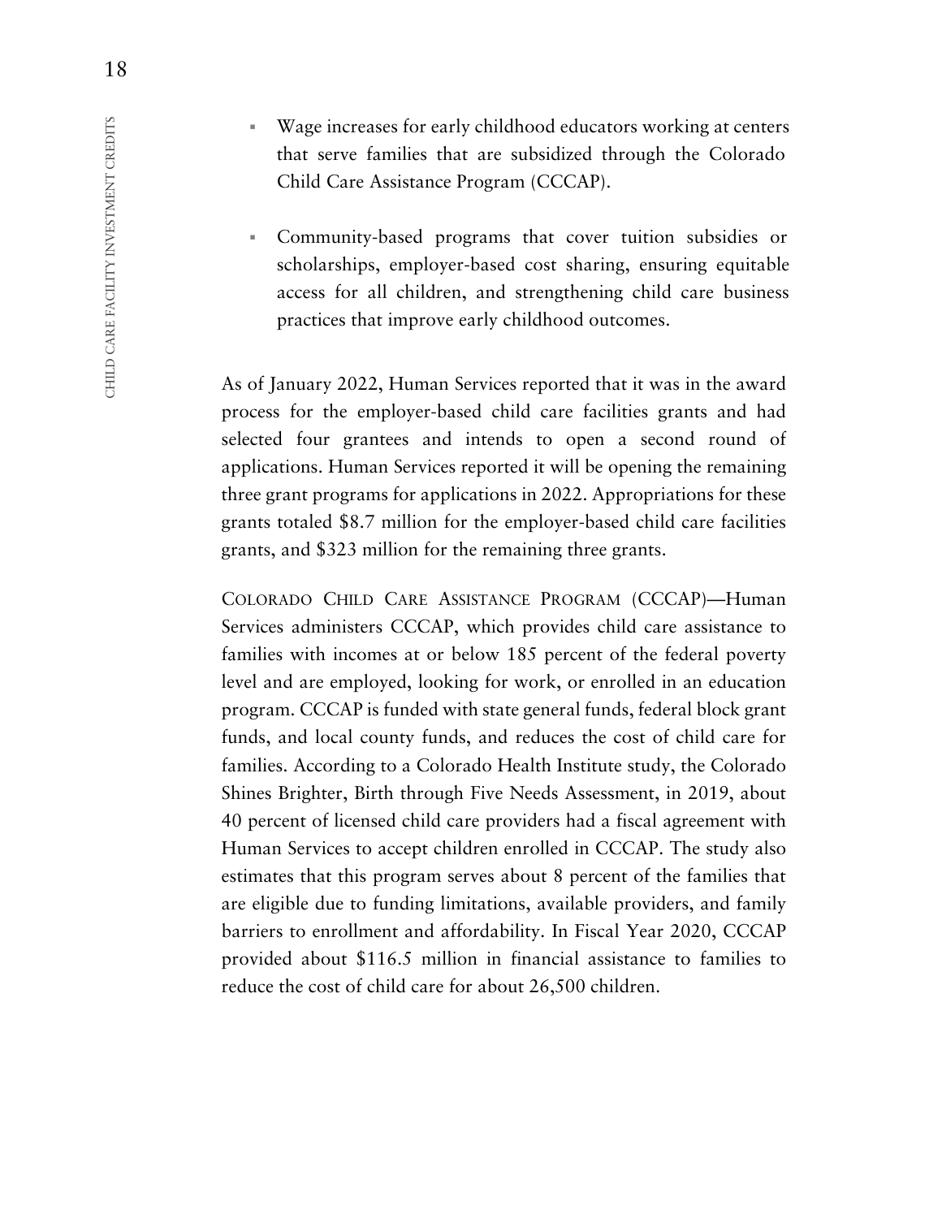- Wage increases for early childhood educators working at centers that serve families that are subsidized through the Colorado Child Care Assistance Program (CCCAP).

- Community-based programs that cover tuition subsidies or scholarships, employer-based cost sharing, ensuring equitable access for all children, and strengthening child care business practices that improve early childhood outcomes.

As of January 2022, Human Services reported that it was in the award process for the employer-based child care facilities grants and had selected four grantees and intends to open a second round of applications. Human Services reported it will be opening the remaining three grant programs for applications in 2022. Appropriations for these grants totaled $8.7 million for the employer-based child care facilities grants, and $323 million for the remaining three grants.

COLORADO CHILD CARE ASSISTANCE PROGRAM (CCCAP)—Human Services administers CCCAP, which provides child care assistance to families with incomes at or below 185 percent of the federal poverty level and are employed, looking for work, or enrolled in an education program. CCCAP is funded with state general funds, federal block grant funds, and local county funds, and reduces the cost of child care for families. According to a Colorado Health Institute study, the Colorado Shines Brighter, Birth through Five Needs Assessment, in 2019, about 40 percent of licensed child care providers had a fiscal agreement with Human Services to accept children enrolled in CCCAP. The study also estimates that this program serves about 8 percent of the families that are eligible due to funding limitations, available providers, and family barriers to enrollment and affordability. In Fiscal Year 2020, CCCAP provided about $116.5 million in financial assistance to families to reduce the cost of child care for about 26,500 children.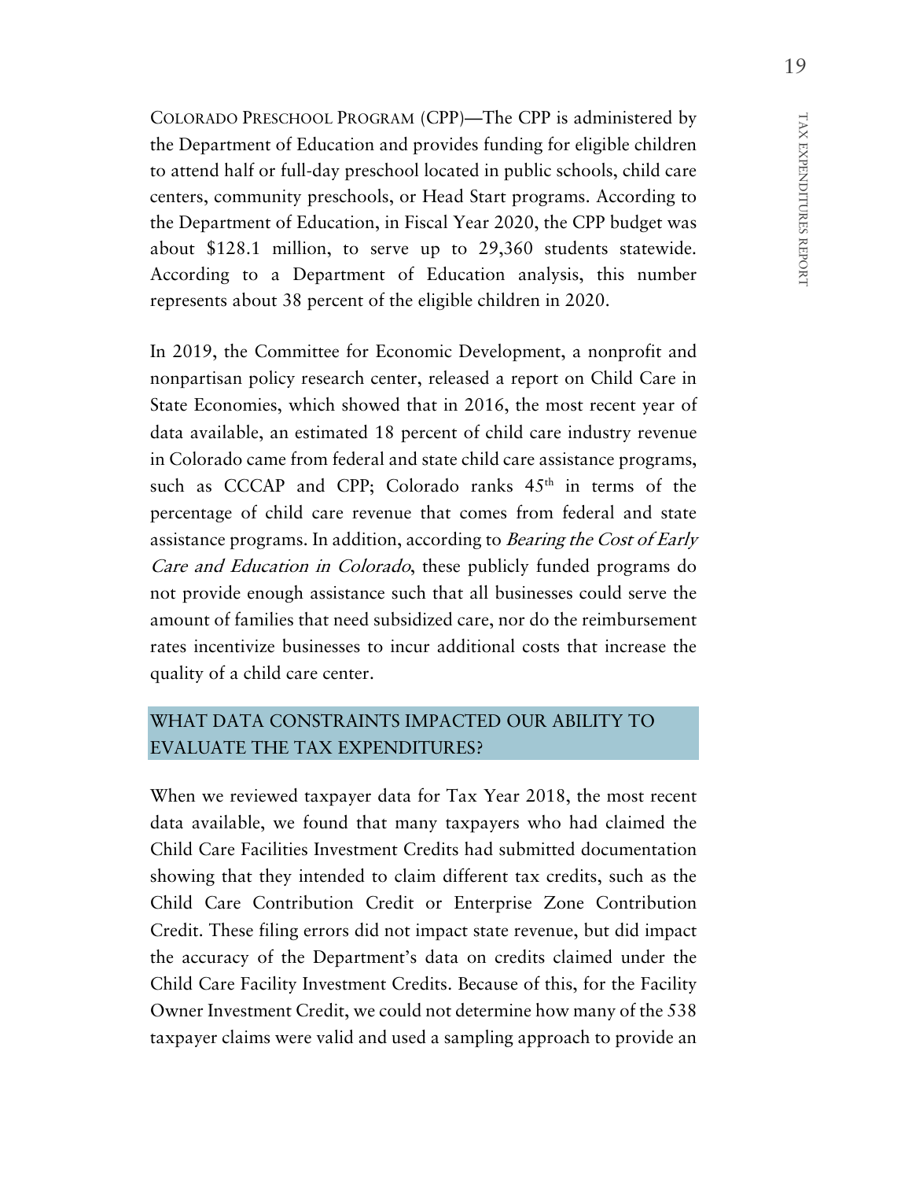COLORADO PRESCHOOL PROGRAM (CPP)—The CPP is administered by the Department of Education and provides funding for eligible children to attend half or full-day preschool located in public schools, child care centers, community preschools, or Head Start programs. According to the Department of Education, in Fiscal Year 2020, the CPP budget was about $128.1 million, to serve up to 29,360 students statewide. According to a Department of Education analysis, this number represents about 38 percent of the eligible children in 2020.

In 2019, the Committee for Economic Development, a nonprofit and nonpartisan policy research center, released a report on Child Care in State Economies, which showed that in 2016, the most recent year of data available, an estimated 18 percent of child care industry revenue in Colorado came from federal and state child care assistance programs, such as CCCAP and CPP; Colorado ranks 45th in terms of the percentage of child care revenue that comes from federal and state assistance programs. In addition, according to *Bearing the Cost of Early Care and Education in Colorado*, these publicly funded programs do not provide enough assistance such that all businesses could serve the amount of families that need subsidized care, nor do the reimbursement rates incentivize businesses to incur additional costs that increase the quality of a child care center.

## WHAT DATA CONSTRAINTS IMPACTED OUR ABILITY TO EVALUATE THE TAX EXPENDITURES?

When we reviewed taxpayer data for Tax Year 2018, the most recent data available, we found that many taxpayers who had claimed the Child Care Facilities Investment Credits had submitted documentation showing that they intended to claim different tax credits, such as the Child Care Contribution Credit or Enterprise Zone Contribution Credit. These filing errors did not impact state revenue, but did impact the accuracy of the Department's data on credits claimed under the Child Care Facility Investment Credits. Because of this, for the Facility Owner Investment Credit, we could not determine how many of the 538 taxpayer claims were valid and used a sampling approach to provide an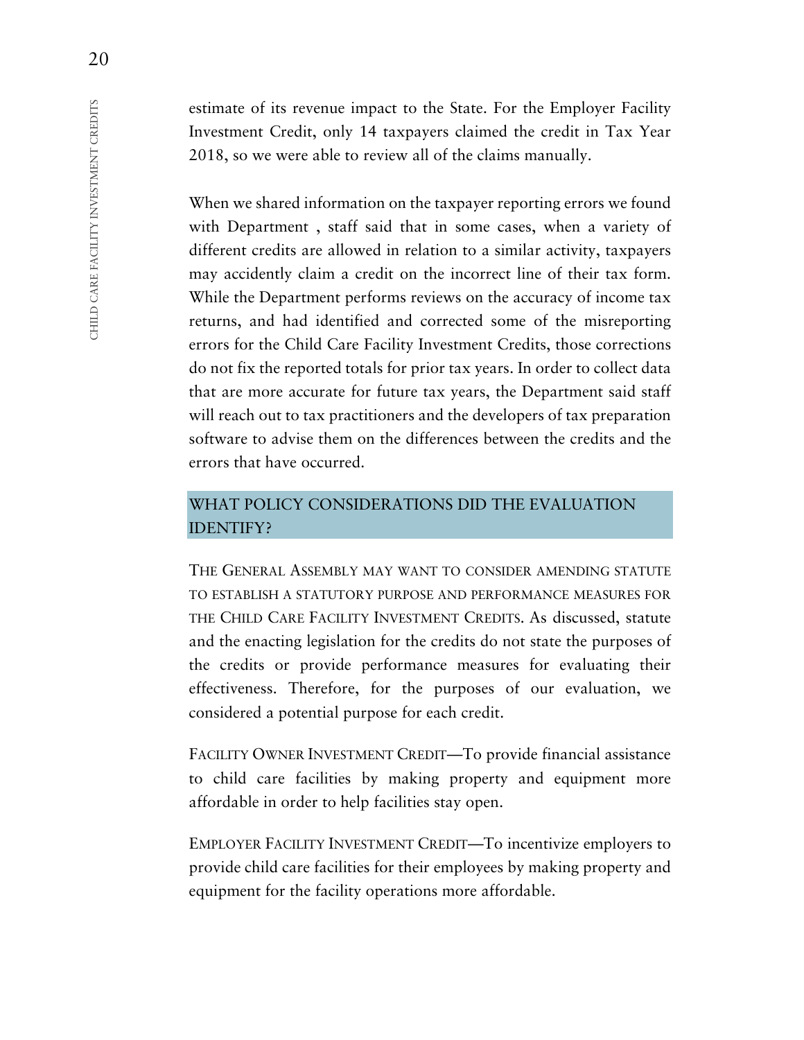estimate of its revenue impact to the State. For the Employer Facility Investment Credit, only 14 taxpayers claimed the credit in Tax Year 2018, so we were able to review all of the claims manually.

When we shared information on the taxpayer reporting errors we found with Department , staff said that in some cases, when a variety of different credits are allowed in relation to a similar activity, taxpayers may accidently claim a credit on the incorrect line of their tax form. While the Department performs reviews on the accuracy of income tax returns, and had identified and corrected some of the misreporting errors for the Child Care Facility Investment Credits, those corrections do not fix the reported totals for prior tax years. In order to collect data that are more accurate for future tax years, the Department said staff will reach out to tax practitioners and the developers of tax preparation software to advise them on the differences between the credits and the errors that have occurred.

## WHAT POLICY CONSIDERATIONS DID THE EVALUATION IDENTIFY?

THE GENERAL ASSEMBLY MAY WANT TO CONSIDER AMENDING STATUTE TO ESTABLISH A STATUTORY PURPOSE AND PERFORMANCE MEASURES FOR THE CHILD CARE FACILITY INVESTMENT CREDITS. As discussed, statute and the enacting legislation for the credits do not state the purposes of the credits or provide performance measures for evaluating their effectiveness. Therefore, for the purposes of our evaluation, we considered a potential purpose for each credit.

FACILITY OWNER INVESTMENT CREDIT—To provide financial assistance to child care facilities by making property and equipment more affordable in order to help facilities stay open.

EMPLOYER FACILITY INVESTMENT CREDIT—To incentivize employers to provide child care facilities for their employees by making property and equipment for the facility operations more affordable.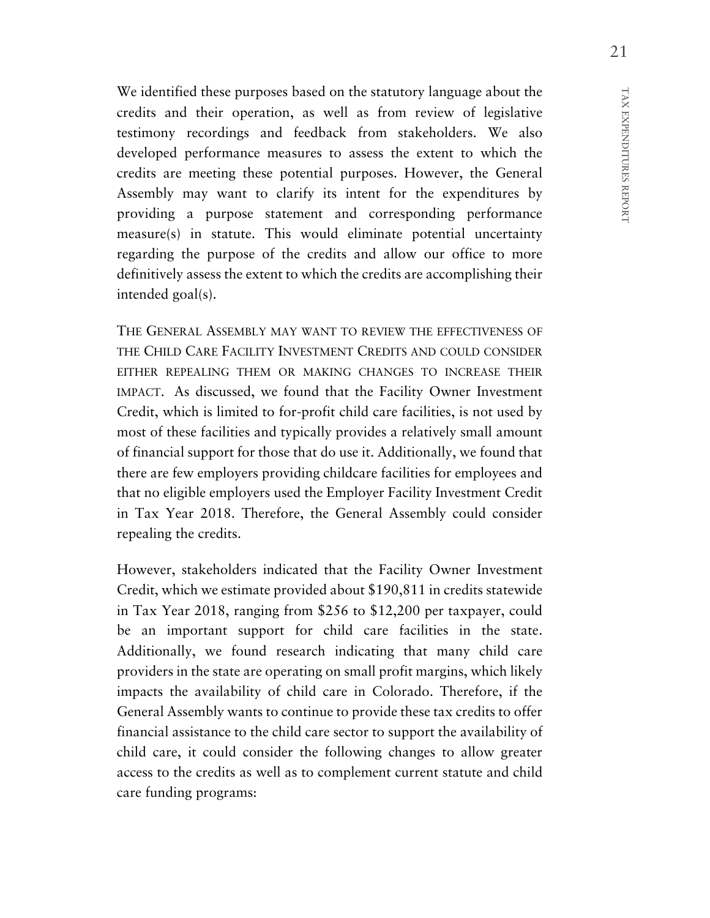We identified these purposes based on the statutory language about the credits and their operation, as well as from review of legislative testimony recordings and feedback from stakeholders. We also developed performance measures to assess the extent to which the credits are meeting these potential purposes. However, the General Assembly may want to clarify its intent for the expenditures by providing a purpose statement and corresponding performance measure(s) in statute. This would eliminate potential uncertainty regarding the purpose of the credits and allow our office to more definitively assess the extent to which the credits are accomplishing their intended goal(s).

THE GENERAL ASSEMBLY MAY WANT TO REVIEW THE EFFECTIVENESS OF THE CHILD CARE FACILITY INVESTMENT CREDITS AND COULD CONSIDER EITHER REPEALING THEM OR MAKING CHANGES TO INCREASE THEIR IMPACT. As discussed, we found that the Facility Owner Investment Credit, which is limited to for-profit child care facilities, is not used by most of these facilities and typically provides a relatively small amount of financial support for those that do use it. Additionally, we found that there are few employers providing childcare facilities for employees and that no eligible employers used the Employer Facility Investment Credit in Tax Year 2018. Therefore, the General Assembly could consider repealing the credits.

However, stakeholders indicated that the Facility Owner Investment Credit, which we estimate provided about $190,811 in credits statewide in Tax Year 2018, ranging from $256 to $12,200 per taxpayer, could be an important support for child care facilities in the state. Additionally, we found research indicating that many child care providers in the state are operating on small profit margins, which likely impacts the availability of child care in Colorado. Therefore, if the General Assembly wants to continue to provide these tax credits to offer financial assistance to the child care sector to support the availability of child care, it could consider the following changes to allow greater access to the credits as well as to complement current statute and child care funding programs: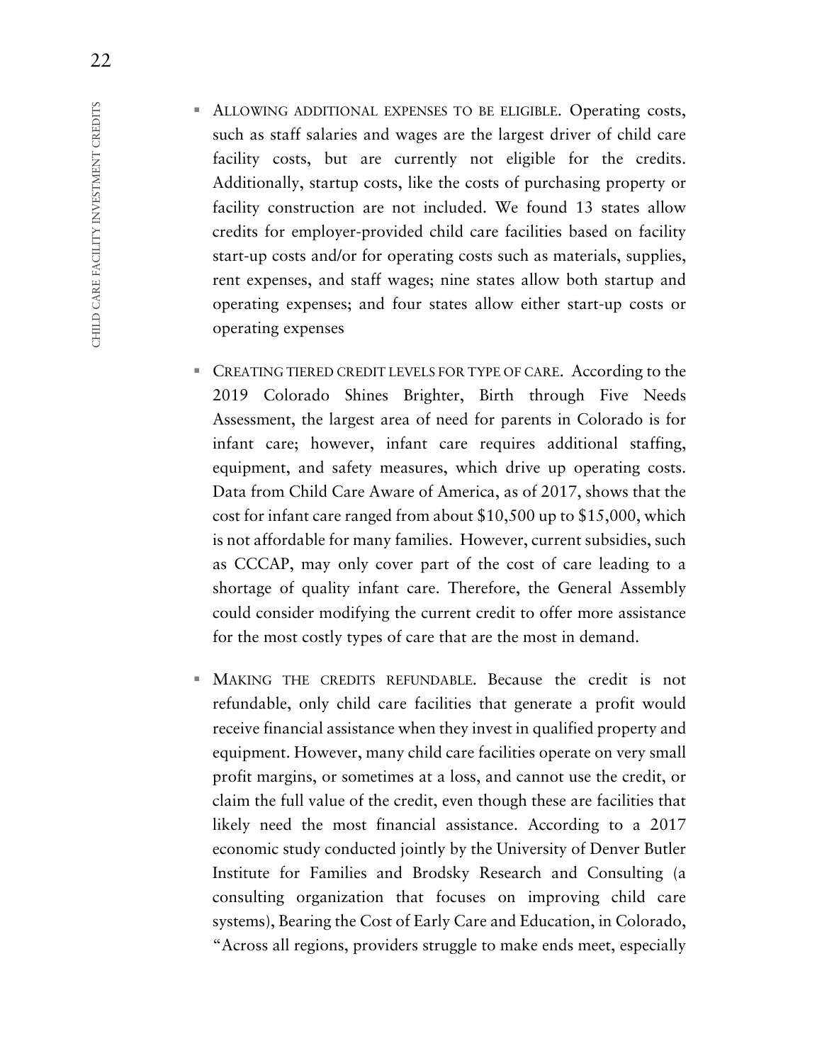- ALLOWING ADDITIONAL EXPENSES TO BE ELIGIBLE. Operating costs, such as staff salaries and wages are the largest driver of child care facility costs, but are currently not eligible for the credits. Additionally, startup costs, like the costs of purchasing property or facility construction are not included. We found 13 states allow credits for employer-provided child care facilities based on facility start-up costs and/or for operating costs such as materials, supplies, rent expenses, and staff wages; nine states allow both startup and operating expenses; and four states allow either start-up costs or operating expenses

- CREATING TIERED CREDIT LEVELS FOR TYPE OF CARE. According to the 2019 Colorado Shines Brighter, Birth through Five Needs Assessment, the largest area of need for parents in Colorado is for infant care; however, infant care requires additional staffing, equipment, and safety measures, which drive up operating costs. Data from Child Care Aware of America, as of 2017, shows that the cost for infant care ranged from about $10,500 up to $15,000, which is not affordable for many families. However, current subsidies, such as CCCAP, may only cover part of the cost of care leading to a shortage of quality infant care. Therefore, the General Assembly could consider modifying the current credit to offer more assistance for the most costly types of care that are the most in demand.

- MAKING THE CREDITS REFUNDABLE. Because the credit is not refundable, only child care facilities that generate a profit would receive financial assistance when they invest in qualified property and equipment. However, many child care facilities operate on very small profit margins, or sometimes at a loss, and cannot use the credit, or claim the full value of the credit, even though these are facilities that likely need the most financial assistance. According to a 2017 economic study conducted jointly by the University of Denver Butler Institute for Families and Brodsky Research and Consulting (a consulting organization that focuses on improving child care systems), Bearing the Cost of Early Care and Education, in Colorado, "Across all regions, providers struggle to make ends meet, especially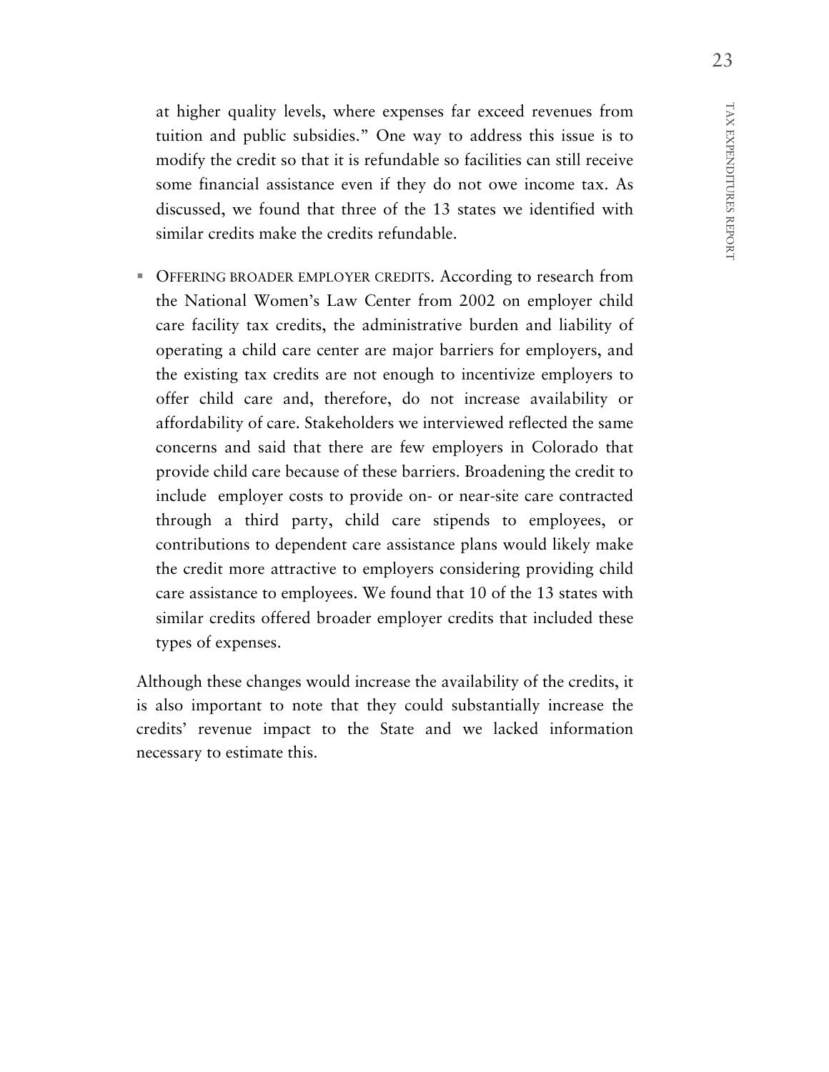at higher quality levels, where expenses far exceed revenues from tuition and public subsidies." One way to address this issue is to modify the credit so that it is refundable so facilities can still receive some financial assistance even if they do not owe income tax. As discussed, we found that three of the 13 states we identified with similar credits make the credits refundable.

- OFFERING BROADER EMPLOYER CREDITS. According to research from the National Women's Law Center from 2002 on employer child care facility tax credits, the administrative burden and liability of operating a child care center are major barriers for employers, and the existing tax credits are not enough to incentivize employers to offer child care and, therefore, do not increase availability or affordability of care. Stakeholders we interviewed reflected the same concerns and said that there are few employers in Colorado that provide child care because of these barriers. Broadening the credit to include employer costs to provide on- or near-site care contracted through a third party, child care stipends to employees, or contributions to dependent care assistance plans would likely make the credit more attractive to employers considering providing child care assistance to employees. We found that 10 of the 13 states with similar credits offered broader employer credits that included these types of expenses.

Although these changes would increase the availability of the credits, it is also important to note that they could substantially increase the credits' revenue impact to the State and we lacked information necessary to estimate this.